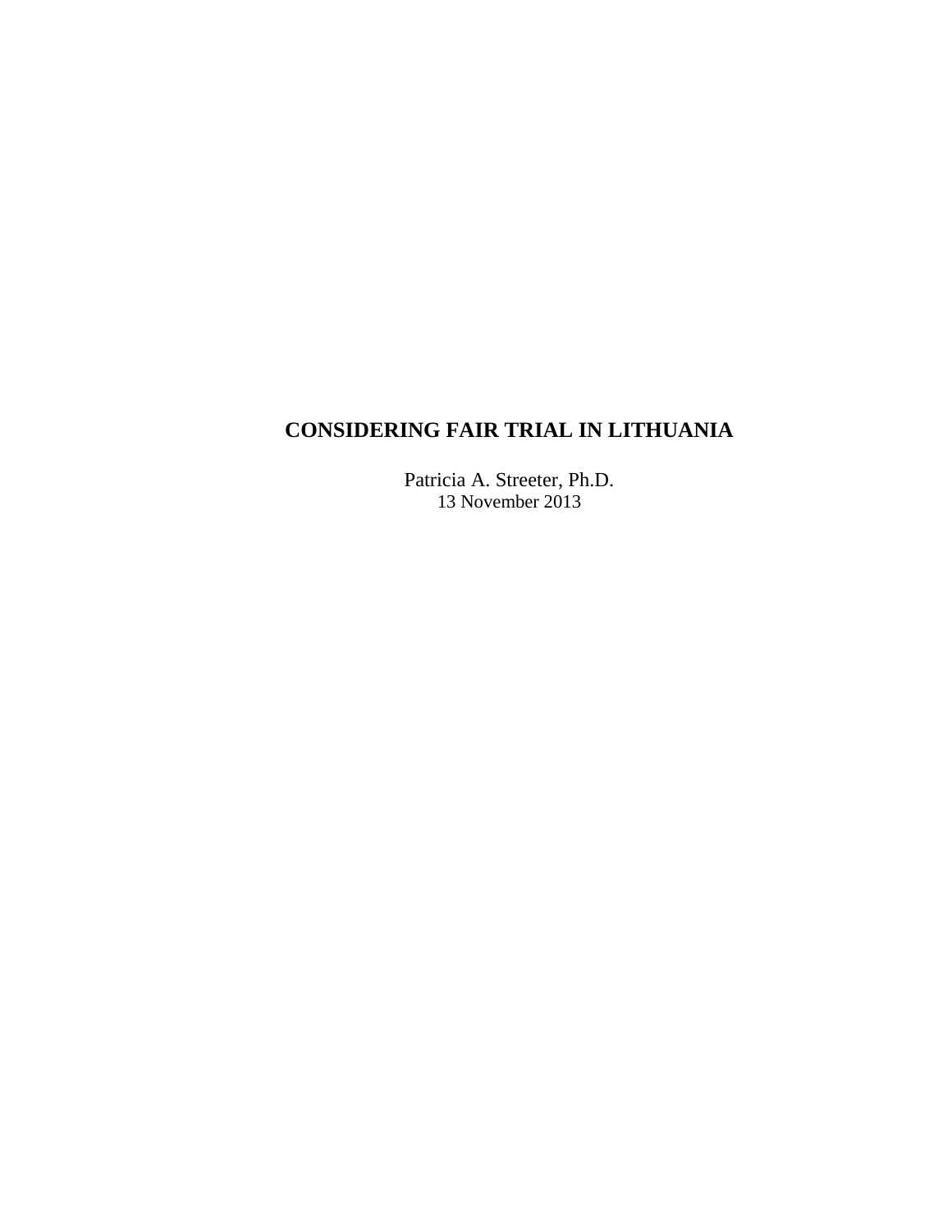# CONSIDERING FAIR TRIAL IN LITHUANIA

Patricia A. Streeter, Ph.D.

13 November 2013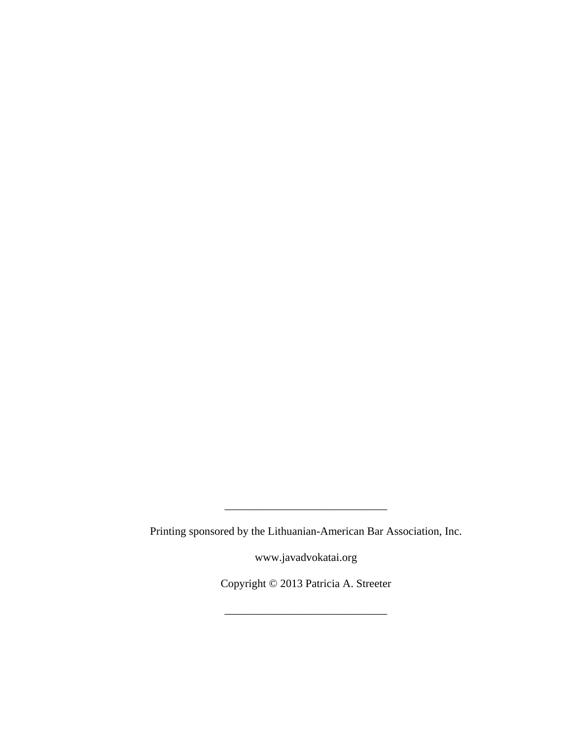---

Printing sponsored by the Lithuanian-American Bar Association, Inc.

www.javadvokatai.org

Copyright © 2013 Patricia A. Streeter

---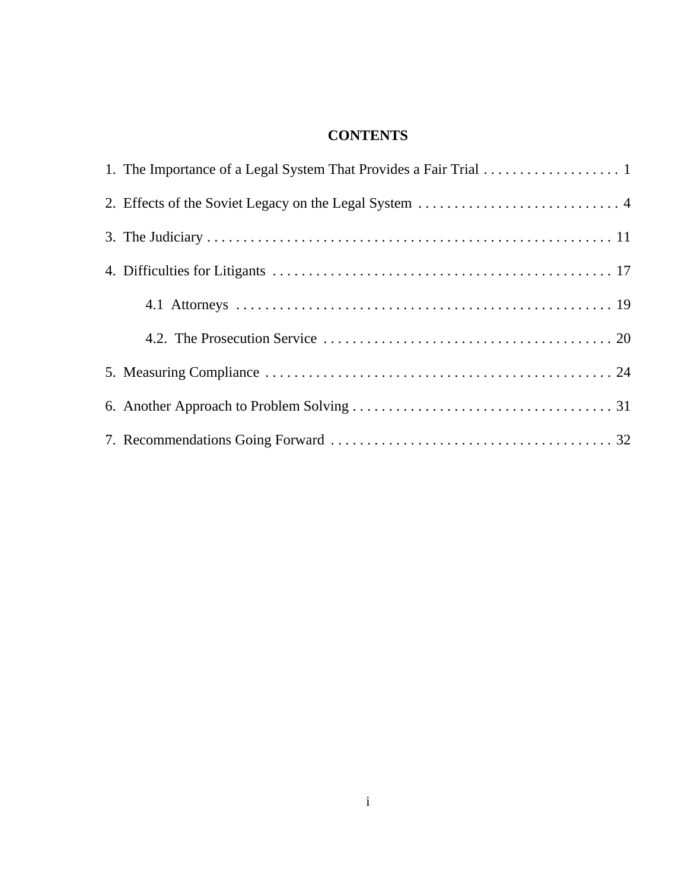## CONTENTS

1. The Importance of a Legal System That Provides a Fair Trial . . . . . . . . . . . . . . . . . . . 1

2. Effects of the Soviet Legacy on the Legal System . . . . . . . . . . . . . . . . . . . . . . . . . . . . 4

3. The Judiciary . . . . . . . . . . . . . . . . . . . . . . . . . . . . . . . . . . . . . . . . . . . . . . . . . . . . . . . . 11

4. Difficulties for Litigants . . . . . . . . . . . . . . . . . . . . . . . . . . . . . . . . . . . . . . . . . . . . . . . 17

    4.1 Attorneys . . . . . . . . . . . . . . . . . . . . . . . . . . . . . . . . . . . . . . . . . . . . . . . . . . . . 19

    4.2. The Prosecution Service . . . . . . . . . . . . . . . . . . . . . . . . . . . . . . . . . . . . . . . . . 20

5. Measuring Compliance . . . . . . . . . . . . . . . . . . . . . . . . . . . . . . . . . . . . . . . . . . . . . . . . 24

6. Another Approach to Problem Solving . . . . . . . . . . . . . . . . . . . . . . . . . . . . . . . . . . . . 31

7. Recommendations Going Forward . . . . . . . . . . . . . . . . . . . . . . . . . . . . . . . . . . . . . . . 32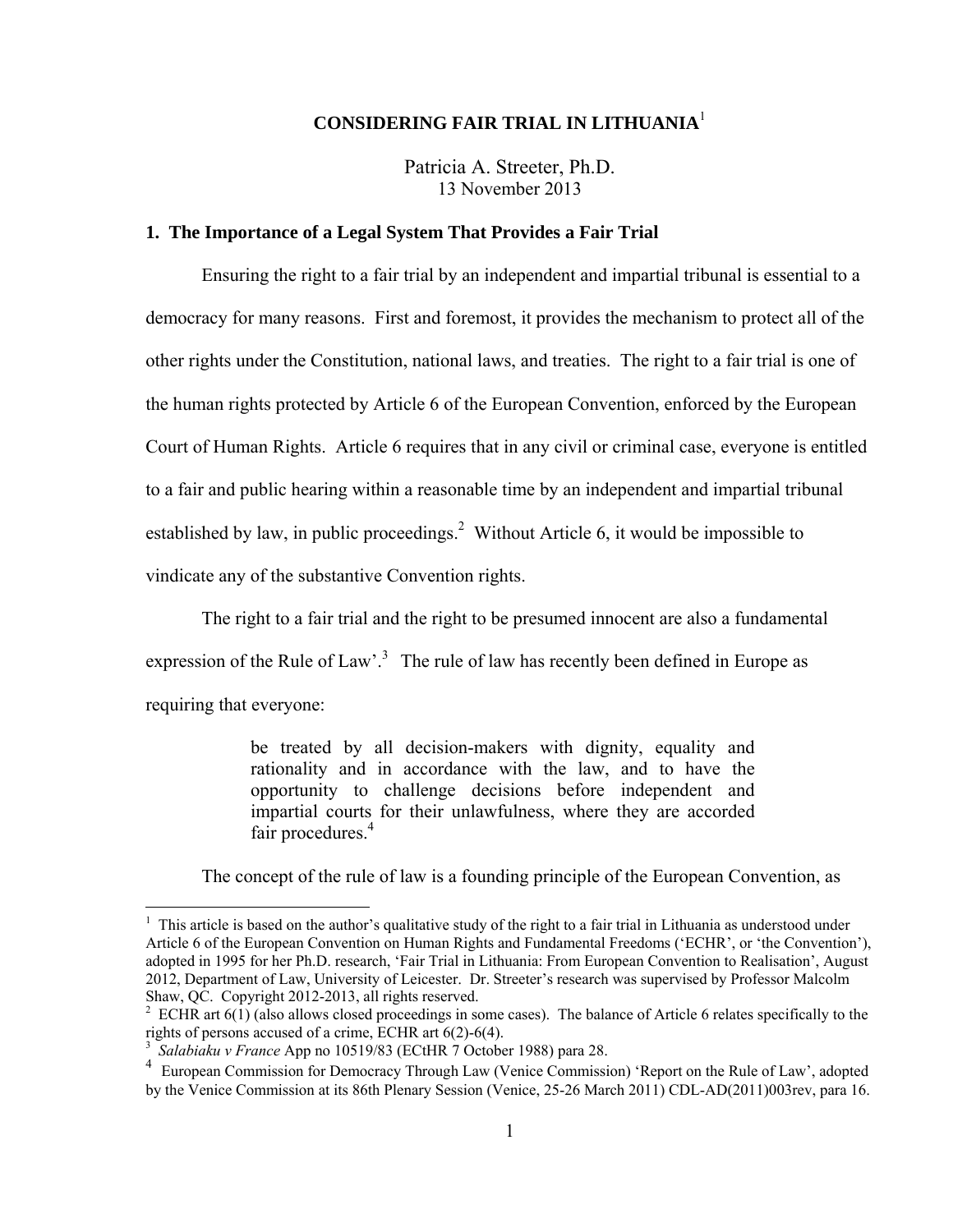# CONSIDERING FAIR TRIAL IN LITHUANIA[1]

Patricia A. Streeter, Ph.D.
13 November 2013

## 1. The Importance of a Legal System That Provides a Fair Trial

Ensuring the right to a fair trial by an independent and impartial tribunal is essential to a democracy for many reasons. First and foremost, it provides the mechanism to protect all of the other rights under the Constitution, national laws, and treaties. The right to a fair trial is one of the human rights protected by Article 6 of the European Convention, enforced by the European Court of Human Rights. Article 6 requires that in any civil or criminal case, everyone is entitled to a fair and public hearing within a reasonable time by an independent and impartial tribunal established by law, in public proceedings.[2] Without Article 6, it would be impossible to vindicate any of the substantive Convention rights.

The right to a fair trial and the right to be presumed innocent are also a fundamental expression of the Rule of Law'.[3] The rule of law has recently been defined in Europe as requiring that everyone:

> be treated by all decision-makers with dignity, equality and rationality and in accordance with the law, and to have the opportunity to challenge decisions before independent and impartial courts for their unlawfulness, where they are accorded fair procedures.[4]

The concept of the rule of law is a founding principle of the European Convention, as

---

[1] This article is based on the author's qualitative study of the right to a fair trial in Lithuania as understood under Article 6 of the European Convention on Human Rights and Fundamental Freedoms ('ECHR', or 'the Convention'), adopted in 1995 for her Ph.D. research, 'Fair Trial in Lithuania: From European Convention to Realisation', August 2012, Department of Law, University of Leicester. Dr. Streeter's research was supervised by Professor Malcolm Shaw, QC. Copyright 2012-2013, all rights reserved.

[2] ECHR art 6(1) (also allows closed proceedings in some cases). The balance of Article 6 relates specifically to the rights of persons accused of a crime, ECHR art 6(2)-6(4).

[3] *Salabiaku v France* App no 10519/83 (ECtHR 7 October 1988) para 28.

[4] European Commission for Democracy Through Law (Venice Commission) 'Report on the Rule of Law', adopted by the Venice Commission at its 86th Plenary Session (Venice, 25-26 March 2011) CDL-AD(2011)003rev, para 16.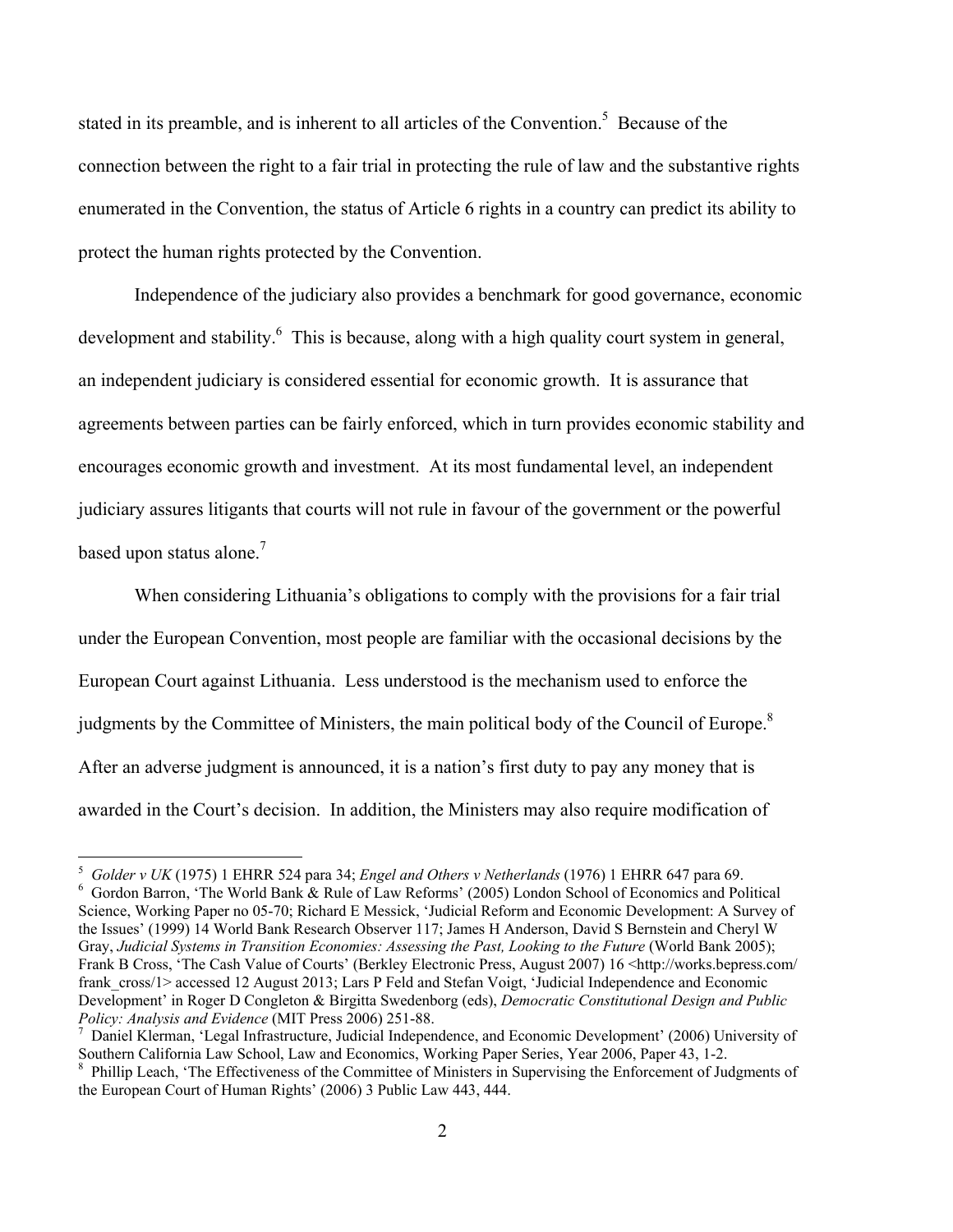stated in its preamble, and is inherent to all articles of the Convention.[5] Because of the connection between the right to a fair trial in protecting the rule of law and the substantive rights enumerated in the Convention, the status of Article 6 rights in a country can predict its ability to protect the human rights protected by the Convention.

Independence of the judiciary also provides a benchmark for good governance, economic development and stability.[6] This is because, along with a high quality court system in general, an independent judiciary is considered essential for economic growth. It is assurance that agreements between parties can be fairly enforced, which in turn provides economic stability and encourages economic growth and investment. At its most fundamental level, an independent judiciary assures litigants that courts will not rule in favour of the government or the powerful based upon status alone.[7]

When considering Lithuania's obligations to comply with the provisions for a fair trial under the European Convention, most people are familiar with the occasional decisions by the European Court against Lithuania. Less understood is the mechanism used to enforce the judgments by the Committee of Ministers, the main political body of the Council of Europe.[8] After an adverse judgment is announced, it is a nation's first duty to pay any money that is awarded in the Court's decision. In addition, the Ministers may also require modification of

---

[5] *Golder v UK* (1975) 1 EHRR 524 para 34; *Engel and Others v Netherlands* (1976) 1 EHRR 647 para 69.

[6] Gordon Barron, 'The World Bank & Rule of Law Reforms' (2005) London School of Economics and Political Science, Working Paper no 05-70; Richard E Messick, 'Judicial Reform and Economic Development: A Survey of the Issues' (1999) 14 World Bank Research Observer 117; James H Anderson, David S Bernstein and Cheryl W Gray, *Judicial Systems in Transition Economies: Assessing the Past, Looking to the Future* (World Bank 2005); Frank B Cross, 'The Cash Value of Courts' (Berkley Electronic Press, August 2007) 16 <http://works.bepress.com/frank_cross/1> accessed 12 August 2013; Lars P Feld and Stefan Voigt, 'Judicial Independence and Economic Development' in Roger D Congleton & Birgitta Swedenborg (eds), *Democratic Constitutional Design and Public Policy: Analysis and Evidence* (MIT Press 2006) 251-88.

[7] Daniel Klerman, 'Legal Infrastructure, Judicial Independence, and Economic Development' (2006) University of Southern California Law School, Law and Economics, Working Paper Series, Year 2006, Paper 43, 1-2.

[8] Phillip Leach, 'The Effectiveness of the Committee of Ministers in Supervising the Enforcement of Judgments of the European Court of Human Rights' (2006) 3 Public Law 443, 444.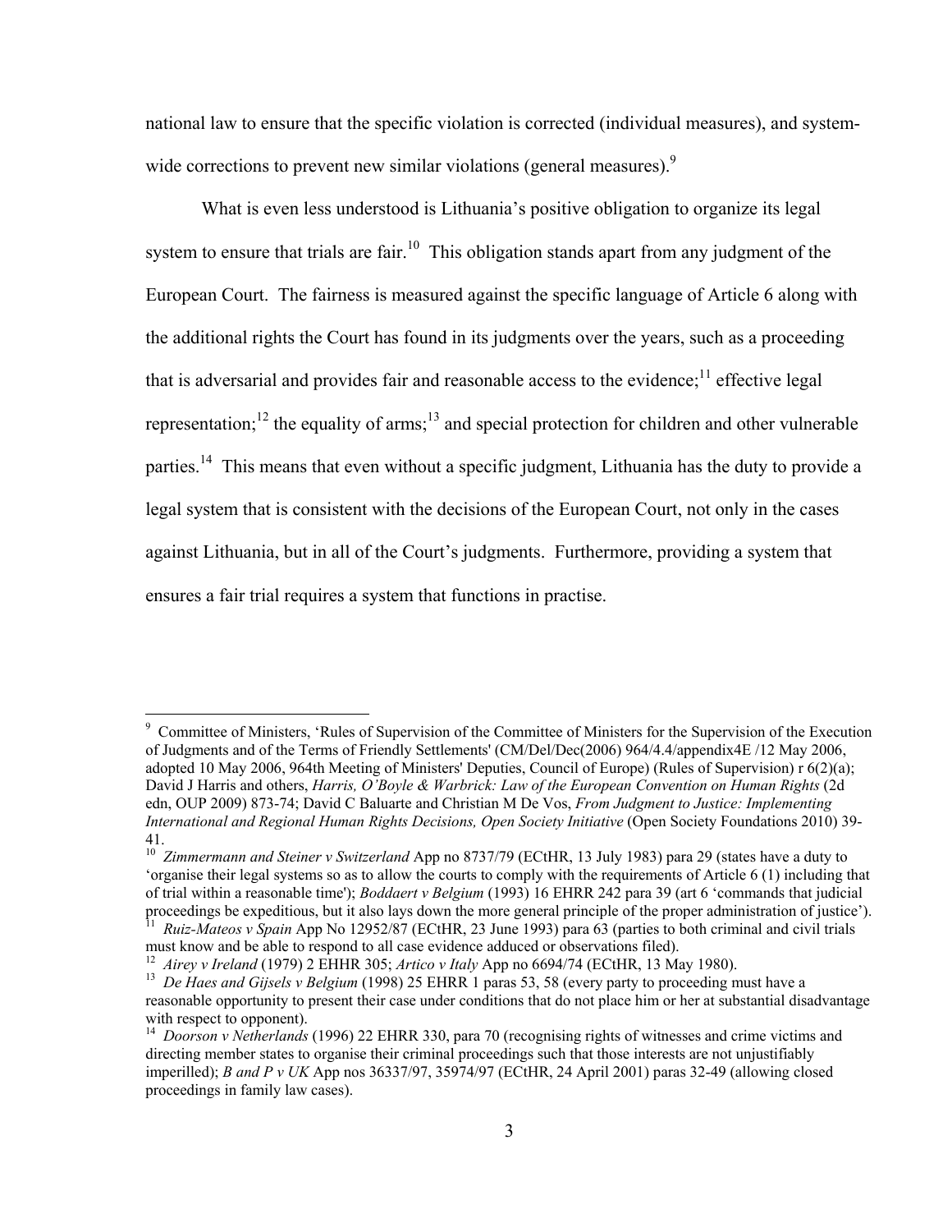national law to ensure that the specific violation is corrected (individual measures), and system-wide corrections to prevent new similar violations (general measures).[9]

What is even less understood is Lithuania's positive obligation to organize its legal system to ensure that trials are fair.[10] This obligation stands apart from any judgment of the European Court. The fairness is measured against the specific language of Article 6 along with the additional rights the Court has found in its judgments over the years, such as a proceeding that is adversarial and provides fair and reasonable access to the evidence;[11] effective legal representation;[12] the equality of arms;[13] and special protection for children and other vulnerable parties.[14] This means that even without a specific judgment, Lithuania has the duty to provide a legal system that is consistent with the decisions of the European Court, not only in the cases against Lithuania, but in all of the Court's judgments. Furthermore, providing a system that ensures a fair trial requires a system that functions in practise.

---

[9] Committee of Ministers, 'Rules of Supervision of the Committee of Ministers for the Supervision of the Execution of Judgments and of the Terms of Friendly Settlements' (CM/Del/Dec(2006) 964/4.4/appendix4E /12 May 2006, adopted 10 May 2006, 964th Meeting of Ministers' Deputies, Council of Europe) (Rules of Supervision) r 6(2)(a); David J Harris and others, *Harris, O'Boyle & Warbrick: Law of the European Convention on Human Rights* (2d edn, OUP 2009) 873-74; David C Baluarte and Christian M De Vos, *From Judgment to Justice: Implementing International and Regional Human Rights Decisions, Open Society Initiative* (Open Society Foundations 2010) 39-41.

[10] *Zimmermann and Steiner v Switzerland* App no 8737/79 (ECtHR, 13 July 1983) para 29 (states have a duty to 'organise their legal systems so as to allow the courts to comply with the requirements of Article 6 (1) including that of trial within a reasonable time'); *Boddaert v Belgium* (1993) 16 EHRR 242 para 39 (art 6 'commands that judicial proceedings be expeditious, but it also lays down the more general principle of the proper administration of justice').

[11] *Ruiz-Mateos v Spain* App No 12952/87 (ECtHR, 23 June 1993) para 63 (parties to both criminal and civil trials must know and be able to respond to all case evidence adduced or observations filed).

[12] *Airey v Ireland* (1979) 2 EHHR 305; *Artico v Italy* App no 6694/74 (ECtHR, 13 May 1980).

[13] *De Haes and Gijsels v Belgium* (1998) 25 EHRR 1 paras 53, 58 (every party to proceeding must have a reasonable opportunity to present their case under conditions that do not place him or her at substantial disadvantage with respect to opponent).

[14] *Doorson v Netherlands* (1996) 22 EHRR 330, para 70 (recognising rights of witnesses and crime victims and directing member states to organise their criminal proceedings such that those interests are not unjustifiably imperilled); *B and P v UK* App nos 36337/97, 35974/97 (ECtHR, 24 April 2001) paras 32-49 (allowing closed proceedings in family law cases).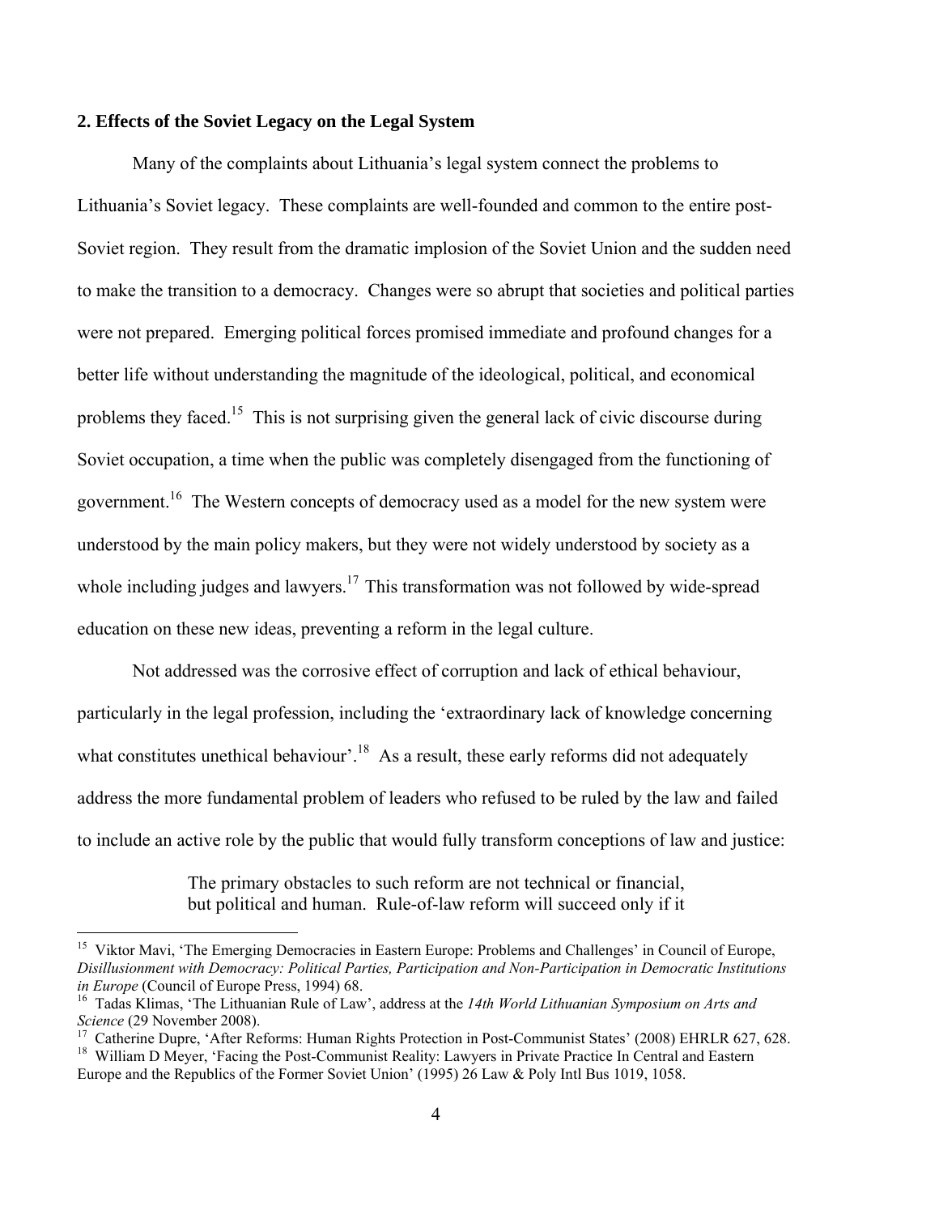### 2. Effects of the Soviet Legacy on the Legal System

Many of the complaints about Lithuania's legal system connect the problems to Lithuania's Soviet legacy. These complaints are well-founded and common to the entire post-Soviet region. They result from the dramatic implosion of the Soviet Union and the sudden need to make the transition to a democracy. Changes were so abrupt that societies and political parties were not prepared. Emerging political forces promised immediate and profound changes for a better life without understanding the magnitude of the ideological, political, and economical problems they faced.[15] This is not surprising given the general lack of civic discourse during Soviet occupation, a time when the public was completely disengaged from the functioning of government.[16] The Western concepts of democracy used as a model for the new system were understood by the main policy makers, but they were not widely understood by society as a whole including judges and lawyers.[17] This transformation was not followed by wide-spread education on these new ideas, preventing a reform in the legal culture.

Not addressed was the corrosive effect of corruption and lack of ethical behaviour, particularly in the legal profession, including the 'extraordinary lack of knowledge concerning what constitutes unethical behaviour'.[18] As a result, these early reforms did not adequately address the more fundamental problem of leaders who refused to be ruled by the law and failed to include an active role by the public that would fully transform conceptions of law and justice:

> The primary obstacles to such reform are not technical or financial, but political and human. Rule-of-law reform will succeed only if it

---

[15] Viktor Mavi, 'The Emerging Democracies in Eastern Europe: Problems and Challenges' in Council of Europe, *Disillusionment with Democracy: Political Parties, Participation and Non-Participation in Democratic Institutions in Europe* (Council of Europe Press, 1994) 68.

[16] Tadas Klimas, 'The Lithuanian Rule of Law', address at the *14th World Lithuanian Symposium on Arts and Science* (29 November 2008).

[17] Catherine Dupre, 'After Reforms: Human Rights Protection in Post-Communist States' (2008) EHRLR 627, 628.

[18] William D Meyer, 'Facing the Post-Communist Reality: Lawyers in Private Practice In Central and Eastern Europe and the Republics of the Former Soviet Union' (1995) 26 Law & Poly Intl Bus 1019, 1058.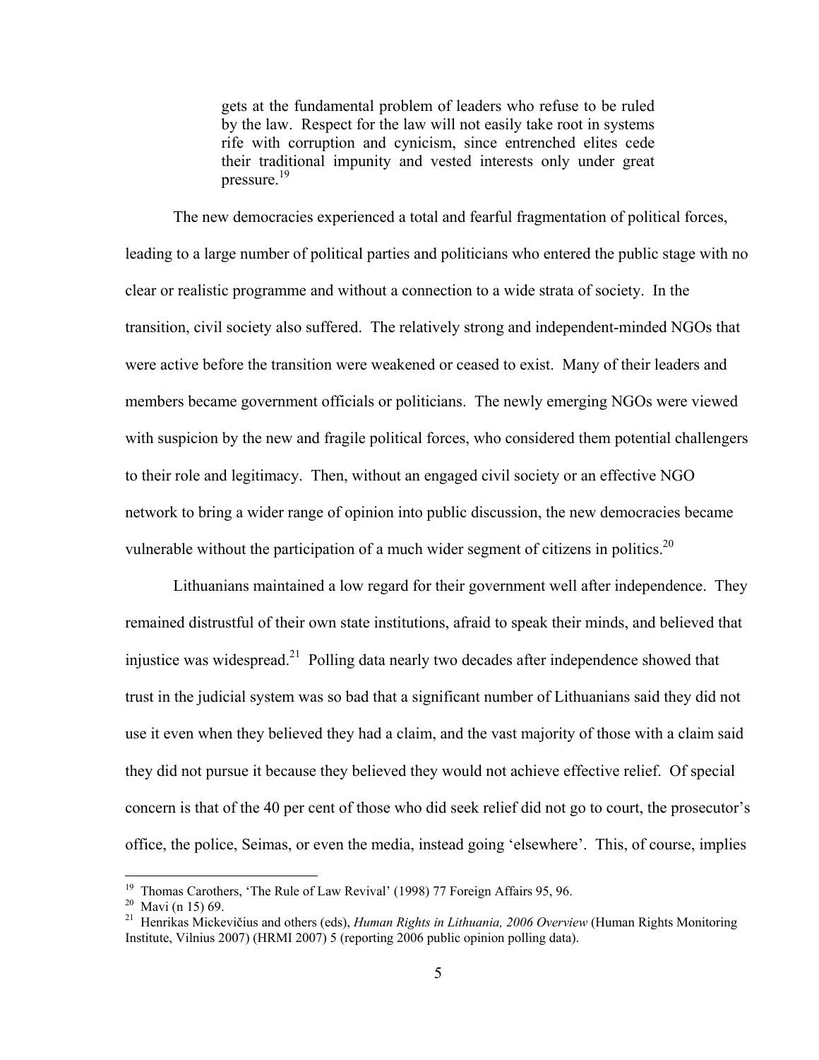> gets at the fundamental problem of leaders who refuse to be ruled by the law. Respect for the law will not easily take root in systems rife with corruption and cynicism, since entrenched elites cede their traditional impunity and vested interests only under great pressure.[19]

The new democracies experienced a total and fearful fragmentation of political forces, leading to a large number of political parties and politicians who entered the public stage with no clear or realistic programme and without a connection to a wide strata of society. In the transition, civil society also suffered. The relatively strong and independent-minded NGOs that were active before the transition were weakened or ceased to exist. Many of their leaders and members became government officials or politicians. The newly emerging NGOs were viewed with suspicion by the new and fragile political forces, who considered them potential challengers to their role and legitimacy. Then, without an engaged civil society or an effective NGO network to bring a wider range of opinion into public discussion, the new democracies became vulnerable without the participation of a much wider segment of citizens in politics.[20]

Lithuanians maintained a low regard for their government well after independence. They remained distrustful of their own state institutions, afraid to speak their minds, and believed that injustice was widespread.[21] Polling data nearly two decades after independence showed that trust in the judicial system was so bad that a significant number of Lithuanians said they did not use it even when they believed they had a claim, and the vast majority of those with a claim said they did not pursue it because they believed they would not achieve effective relief. Of special concern is that of the 40 per cent of those who did seek relief did not go to court, the prosecutor's office, the police, Seimas, or even the media, instead going 'elsewhere'. This, of course, implies

---

[19] Thomas Carothers, 'The Rule of Law Revival' (1998) 77 Foreign Affairs 95, 96.

[20] Mavi (n 15) 69.

[21] Henrikas Mickevičius and others (eds), *Human Rights in Lithuania, 2006 Overview* (Human Rights Monitoring Institute, Vilnius 2007) (HRMI 2007) 5 (reporting 2006 public opinion polling data).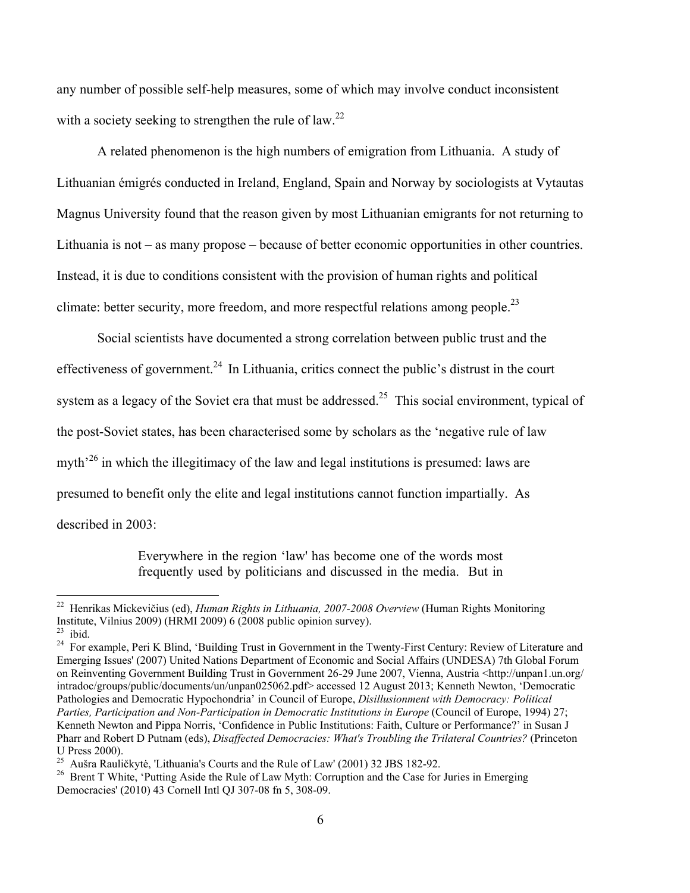any number of possible self-help measures, some of which may involve conduct inconsistent with a society seeking to strengthen the rule of law.[22]

A related phenomenon is the high numbers of emigration from Lithuania. A study of Lithuanian émigrés conducted in Ireland, England, Spain and Norway by sociologists at Vytautas Magnus University found that the reason given by most Lithuanian emigrants for not returning to Lithuania is not – as many propose – because of better economic opportunities in other countries. Instead, it is due to conditions consistent with the provision of human rights and political climate: better security, more freedom, and more respectful relations among people.[23]

Social scientists have documented a strong correlation between public trust and the effectiveness of government.[24] In Lithuania, critics connect the public's distrust in the court system as a legacy of the Soviet era that must be addressed.[25] This social environment, typical of the post-Soviet states, has been characterised some by scholars as the 'negative rule of law myth'[26] in which the illegitimacy of the law and legal institutions is presumed: laws are presumed to benefit only the elite and legal institutions cannot function impartially. As described in 2003:

> Everywhere in the region 'law' has become one of the words most frequently used by politicians and discussed in the media. But in

[22] Henrikas Mickevičius (ed), *Human Rights in Lithuania, 2007-2008 Overview* (Human Rights Monitoring Institute, Vilnius 2009) (HRMI 2009) 6 (2008 public opinion survey).

[23] ibid.

[24] For example, Peri K Blind, 'Building Trust in Government in the Twenty-First Century: Review of Literature and Emerging Issues' (2007) United Nations Department of Economic and Social Affairs (UNDESA) 7th Global Forum on Reinventing Government Building Trust in Government 26-29 June 2007, Vienna, Austria <http://unpan1.un.org/intradoc/groups/public/documents/un/unpan025062.pdf> accessed 12 August 2013; Kenneth Newton, 'Democratic Pathologies and Democratic Hypochondria' in Council of Europe, *Disillusionment with Democracy: Political Parties, Participation and Non-Participation in Democratic Institutions in Europe* (Council of Europe, 1994) 27; Kenneth Newton and Pippa Norris, 'Confidence in Public Institutions: Faith, Culture or Performance?' in Susan J Pharr and Robert D Putnam (eds), *Disaffected Democracies: What's Troubling the Trilateral Countries?* (Princeton U Press 2000).

[25] Aušra Rauličkytė, 'Lithuania's Courts and the Rule of Law' (2001) 32 JBS 182-92.

[26] Brent T White, 'Putting Aside the Rule of Law Myth: Corruption and the Case for Juries in Emerging Democracies' (2010) 43 Cornell Intl QJ 307-08 fn 5, 308-09.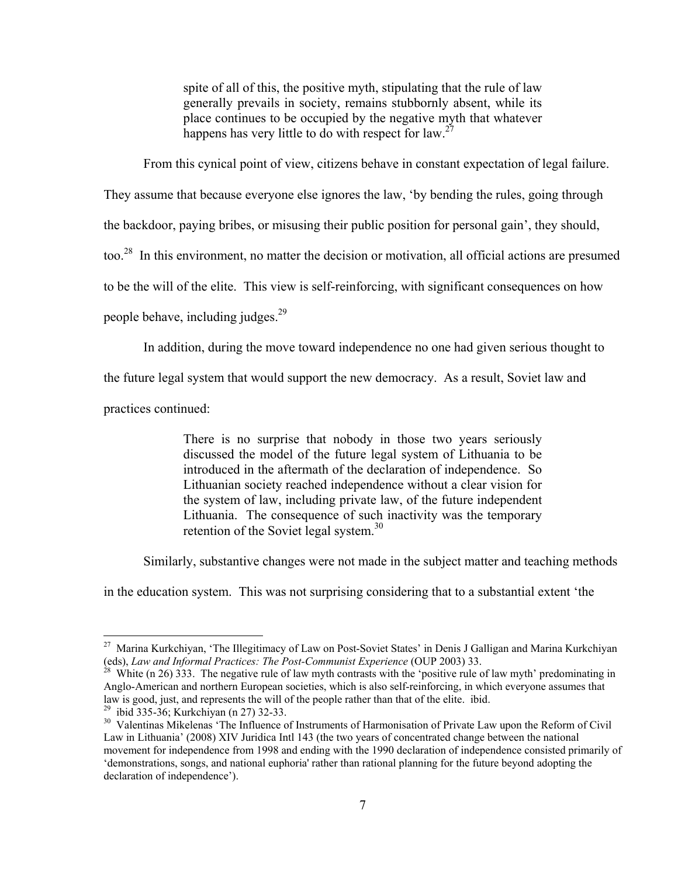> spite of all of this, the positive myth, stipulating that the rule of law generally prevails in society, remains stubbornly absent, while its place continues to be occupied by the negative myth that whatever happens has very little to do with respect for law.[27]

From this cynical point of view, citizens behave in constant expectation of legal failure. They assume that because everyone else ignores the law, 'by bending the rules, going through the backdoor, paying bribes, or misusing their public position for personal gain', they should, too.[28] In this environment, no matter the decision or motivation, all official actions are presumed to be the will of the elite. This view is self-reinforcing, with significant consequences on how people behave, including judges.[29]

In addition, during the move toward independence no one had given serious thought to the future legal system that would support the new democracy. As a result, Soviet law and practices continued:

> There is no surprise that nobody in those two years seriously discussed the model of the future legal system of Lithuania to be introduced in the aftermath of the declaration of independence. So Lithuanian society reached independence without a clear vision for the system of law, including private law, of the future independent Lithuania. The consequence of such inactivity was the temporary retention of the Soviet legal system.[30]

Similarly, substantive changes were not made in the subject matter and teaching methods in the education system. This was not surprising considering that to a substantial extent 'the

---

[27] Marina Kurkchiyan, 'The Illegitimacy of Law on Post-Soviet States' in Denis J Galligan and Marina Kurkchiyan (eds), *Law and Informal Practices: The Post-Communist Experience* (OUP 2003) 33.

[28] White (n 26) 333. The negative rule of law myth contrasts with the 'positive rule of law myth' predominating in Anglo-American and northern European societies, which is also self-reinforcing, in which everyone assumes that law is good, just, and represents the will of the people rather than that of the elite. ibid.

[29] ibid 335-36; Kurkchiyan (n 27) 32-33.

[30] Valentinas Mikelenas 'The Influence of Instruments of Harmonisation of Private Law upon the Reform of Civil Law in Lithuania' (2008) XIV Juridica Intl 143 (the two years of concentrated change between the national movement for independence from 1998 and ending with the 1990 declaration of independence consisted primarily of 'demonstrations, songs, and national euphoria' rather than rational planning for the future beyond adopting the declaration of independence').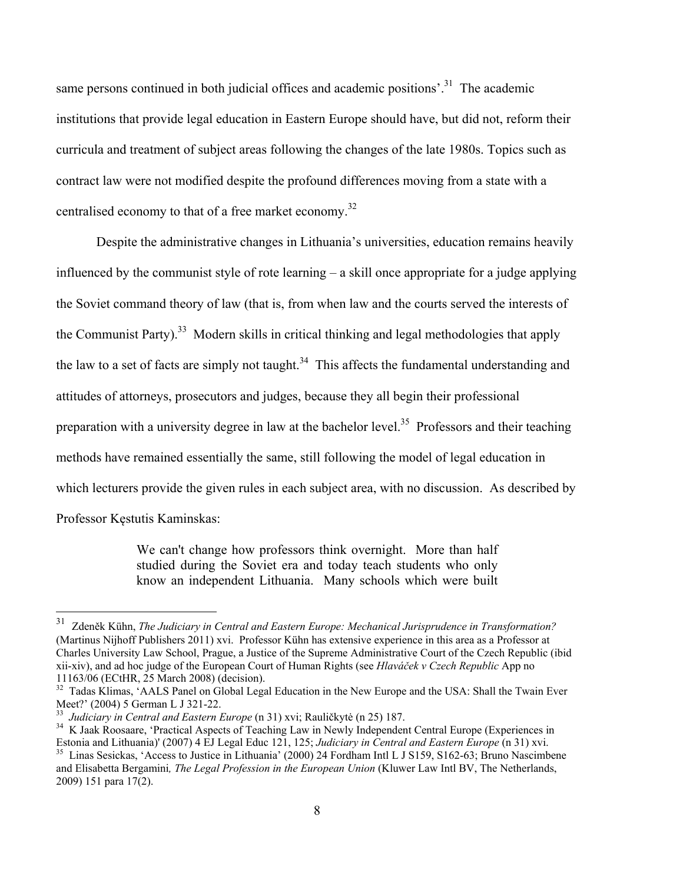same persons continued in both judicial offices and academic positions'.[31] The academic institutions that provide legal education in Eastern Europe should have, but did not, reform their curricula and treatment of subject areas following the changes of the late 1980s. Topics such as contract law were not modified despite the profound differences moving from a state with a centralised economy to that of a free market economy.[32]

Despite the administrative changes in Lithuania's universities, education remains heavily influenced by the communist style of rote learning – a skill once appropriate for a judge applying the Soviet command theory of law (that is, from when law and the courts served the interests of the Communist Party).[33] Modern skills in critical thinking and legal methodologies that apply the law to a set of facts are simply not taught.[34] This affects the fundamental understanding and attitudes of attorneys, prosecutors and judges, because they all begin their professional preparation with a university degree in law at the bachelor level.[35] Professors and their teaching methods have remained essentially the same, still following the model of legal education in which lecturers provide the given rules in each subject area, with no discussion. As described by Professor Kęstutis Kaminskas:

> We can't change how professors think overnight. More than half studied during the Soviet era and today teach students who only know an independent Lithuania. Many schools which were built

---

[31] Zdeněk Kühn, *The Judiciary in Central and Eastern Europe: Mechanical Jurisprudence in Transformation?* (Martinus Nijhoff Publishers 2011) xvi. Professor Kühn has extensive experience in this area as a Professor at Charles University Law School, Prague, a Justice of the Supreme Administrative Court of the Czech Republic (ibid xii-xiv), and ad hoc judge of the European Court of Human Rights (see *Hlaváček v Czech Republic* App no 11163/06 (ECtHR, 25 March 2008) (decision).

[32] Tadas Klimas, 'AALS Panel on Global Legal Education in the New Europe and the USA: Shall the Twain Ever Meet?' (2004) 5 German L J 321-22.

[33] *Judiciary in Central and Eastern Europe* (n 31) xvi; Rauličkytė (n 25) 187.

[34] K Jaak Roosaare, 'Practical Aspects of Teaching Law in Newly Independent Central Europe (Experiences in Estonia and Lithuania)' (2007) 4 EJ Legal Educ 121, 125; *Judiciary in Central and Eastern Europe* (n 31) xvi.

[35] Linas Sesickas, 'Access to Justice in Lithuania' (2000) 24 Fordham Intl L J S159, S162-63; Bruno Nascimbene and Elisabetta Bergamini*, The Legal Profession in the European Union* (Kluwer Law Intl BV, The Netherlands, 2009) 151 para 17(2).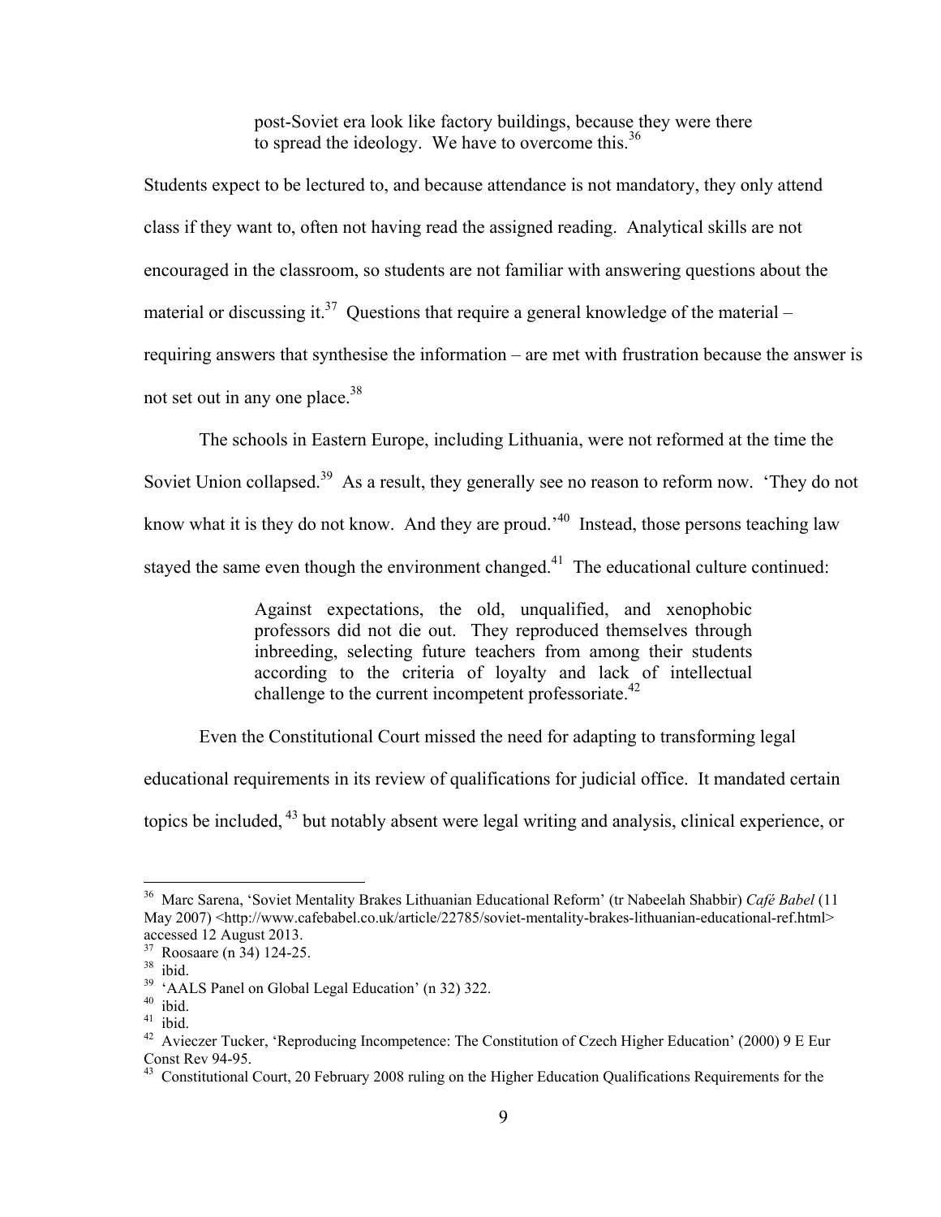> post-Soviet era look like factory buildings, because they were there to spread the ideology. We have to overcome this.[36]

Students expect to be lectured to, and because attendance is not mandatory, they only attend class if they want to, often not having read the assigned reading. Analytical skills are not encouraged in the classroom, so students are not familiar with answering questions about the material or discussing it.[37] Questions that require a general knowledge of the material – requiring answers that synthesise the information – are met with frustration because the answer is not set out in any one place.[38]

The schools in Eastern Europe, including Lithuania, were not reformed at the time the Soviet Union collapsed.[39] As a result, they generally see no reason to reform now. 'They do not know what it is they do not know. And they are proud.'[40] Instead, those persons teaching law stayed the same even though the environment changed.[41] The educational culture continued:

> Against expectations, the old, unqualified, and xenophobic professors did not die out. They reproduced themselves through inbreeding, selecting future teachers from among their students according to the criteria of loyalty and lack of intellectual challenge to the current incompetent professoriate.[42]

Even the Constitutional Court missed the need for adapting to transforming legal educational requirements in its review of qualifications for judicial office. It mandated certain topics be included,[43] but notably absent were legal writing and analysis, clinical experience, or

---

[36] Marc Sarena, 'Soviet Mentality Brakes Lithuanian Educational Reform' (tr Nabeelah Shabbir) *Café Babel* (11 May 2007) <http://www.cafebabel.co.uk/article/22785/soviet-mentality-brakes-lithuanian-educational-ref.html> accessed 12 August 2013.

[37] Roosaare (n 34) 124-25.

[38] ibid.

[39] 'AALS Panel on Global Legal Education' (n 32) 322.

[40] ibid.

[41] ibid.

[42] Avieczer Tucker, 'Reproducing Incompetence: The Constitution of Czech Higher Education' (2000) 9 E Eur Const Rev 94-95.

[43] Constitutional Court, 20 February 2008 ruling on the Higher Education Qualifications Requirements for the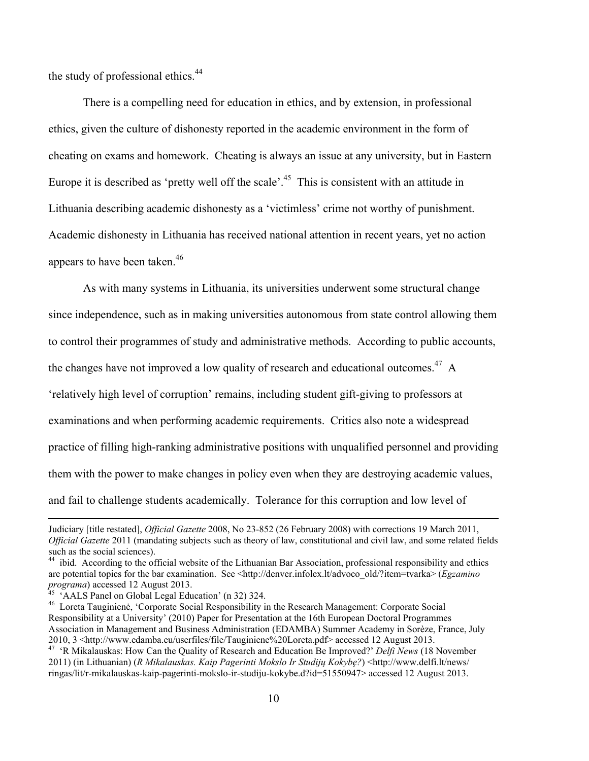the study of professional ethics.[44]

There is a compelling need for education in ethics, and by extension, in professional ethics, given the culture of dishonesty reported in the academic environment in the form of cheating on exams and homework. Cheating is always an issue at any university, but in Eastern Europe it is described as 'pretty well off the scale'.[45] This is consistent with an attitude in Lithuania describing academic dishonesty as a 'victimless' crime not worthy of punishment. Academic dishonesty in Lithuania has received national attention in recent years, yet no action appears to have been taken.[46]

As with many systems in Lithuania, its universities underwent some structural change since independence, such as in making universities autonomous from state control allowing them to control their programmes of study and administrative methods. According to public accounts, the changes have not improved a low quality of research and educational outcomes.[47] A 'relatively high level of corruption' remains, including student gift-giving to professors at examinations and when performing academic requirements. Critics also note a widespread practice of filling high-ranking administrative positions with unqualified personnel and providing them with the power to make changes in policy even when they are destroying academic values, and fail to challenge students academically. Tolerance for this corruption and low level of

---

Judiciary [title restated], *Official Gazette* 2008, No 23-852 (26 February 2008) with corrections 19 March 2011, *Official Gazette* 2011 (mandating subjects such as theory of law, constitutional and civil law, and some related fields such as the social sciences).

[44] ibid. According to the official website of the Lithuanian Bar Association, professional responsibility and ethics are potential topics for the bar examination. See <http://denver.infolex.lt/advoco_old/?item=tvarka> (*Egzamino programa*) accessed 12 August 2013.

[45] 'AALS Panel on Global Legal Education' (n 32) 324.

[46] Loreta Tauginienė, 'Corporate Social Responsibility in the Research Management: Corporate Social Responsibility at a University' (2010) Paper for Presentation at the 16th European Doctoral Programmes Association in Management and Business Administration (EDAMBA) Summer Academy in Sorèze, France, July 2010, 3 <http://www.edamba.eu/userfiles/file/Tauginiene%20Loreta.pdf> accessed 12 August 2013.

[47] 'R Mikalauskas: How Can the Quality of Research and Education Be Improved?' *Delfi News* (18 November 2011) (in Lithuanian) (*R Mikalauskas. Kaip Pagerinti Mokslo Ir Studijų Kokybę?*) <http://www.delfi.lt/news/ringas/lit/r-mikalauskas-kaip-pagerinti-mokslo-ir-studiju-kokybe.d?id=51550947> accessed 12 August 2013.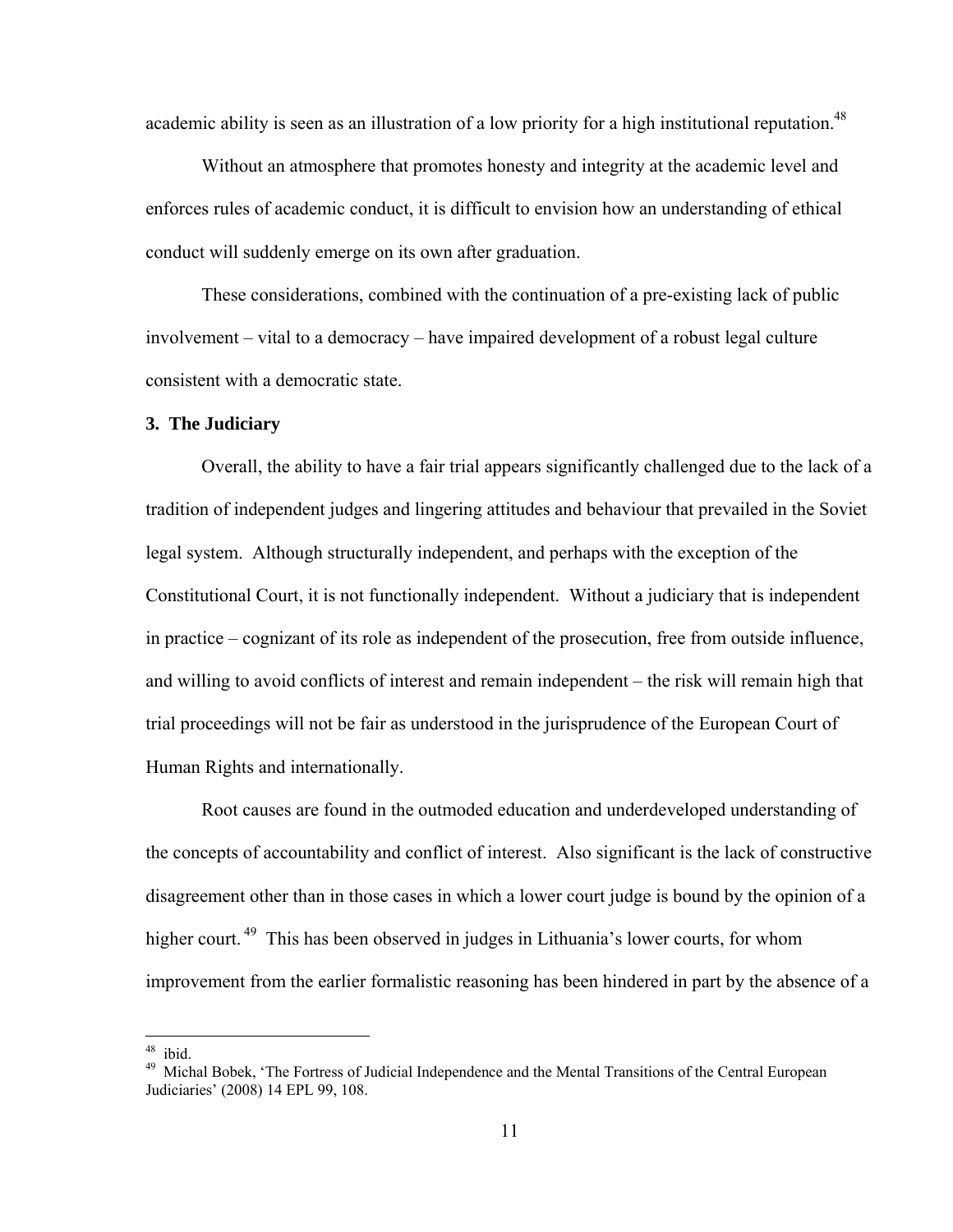academic ability is seen as an illustration of a low priority for a high institutional reputation.[48]

Without an atmosphere that promotes honesty and integrity at the academic level and enforces rules of academic conduct, it is difficult to envision how an understanding of ethical conduct will suddenly emerge on its own after graduation.

These considerations, combined with the continuation of a pre-existing lack of public involvement – vital to a democracy – have impaired development of a robust legal culture consistent with a democratic state.

### 3. The Judiciary

Overall, the ability to have a fair trial appears significantly challenged due to the lack of a tradition of independent judges and lingering attitudes and behaviour that prevailed in the Soviet legal system. Although structurally independent, and perhaps with the exception of the Constitutional Court, it is not functionally independent. Without a judiciary that is independent in practice – cognizant of its role as independent of the prosecution, free from outside influence, and willing to avoid conflicts of interest and remain independent – the risk will remain high that trial proceedings will not be fair as understood in the jurisprudence of the European Court of Human Rights and internationally.

Root causes are found in the outmoded education and underdeveloped understanding of the concepts of accountability and conflict of interest. Also significant is the lack of constructive disagreement other than in those cases in which a lower court judge is bound by the opinion of a higher court.[49] This has been observed in judges in Lithuania's lower courts, for whom improvement from the earlier formalistic reasoning has been hindered in part by the absence of a

---

[48] ibid.

[49] Michal Bobek, 'The Fortress of Judicial Independence and the Mental Transitions of the Central European Judiciaries' (2008) 14 EPL 99, 108.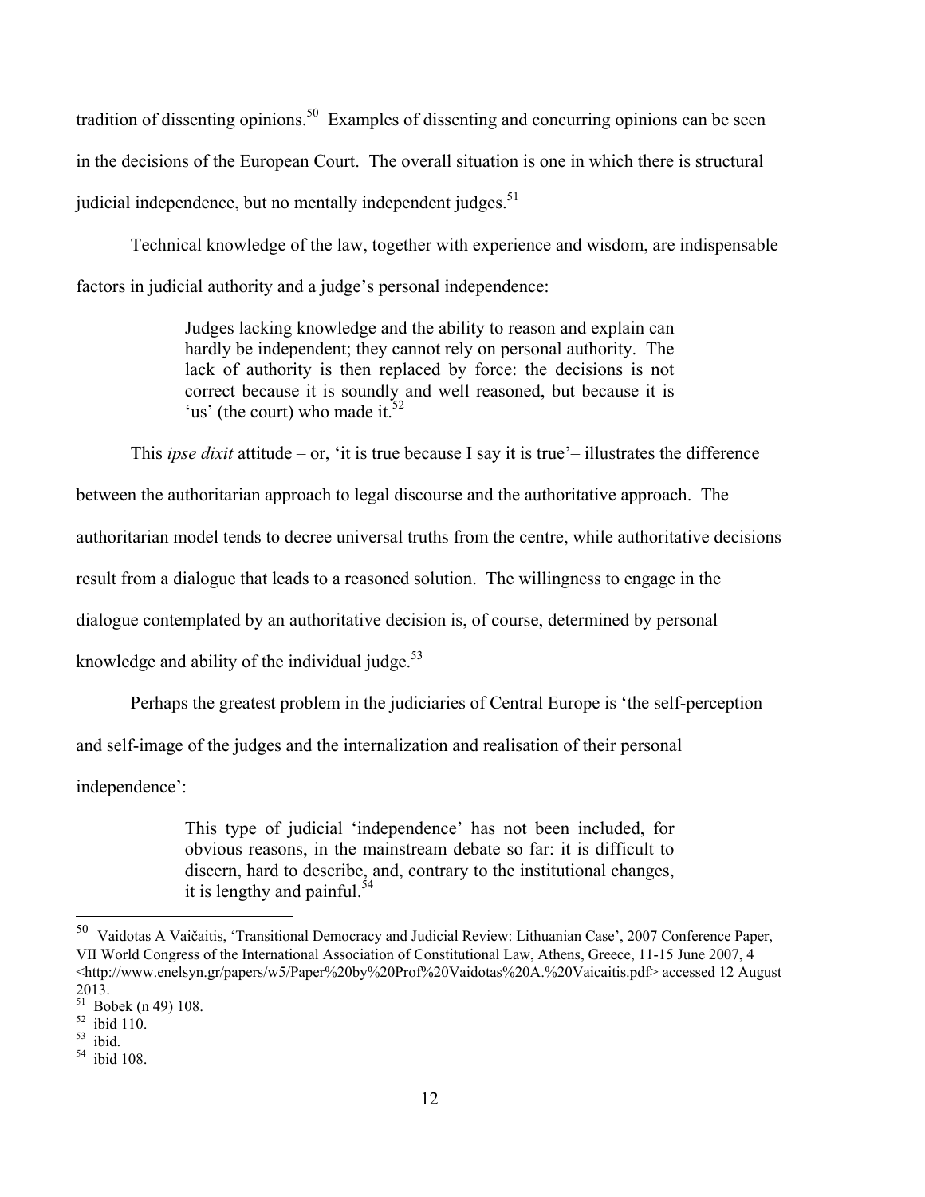tradition of dissenting opinions.[50] Examples of dissenting and concurring opinions can be seen in the decisions of the European Court. The overall situation is one in which there is structural judicial independence, but no mentally independent judges.[51]

Technical knowledge of the law, together with experience and wisdom, are indispensable factors in judicial authority and a judge's personal independence:

> Judges lacking knowledge and the ability to reason and explain can hardly be independent; they cannot rely on personal authority. The lack of authority is then replaced by force: the decisions is not correct because it is soundly and well reasoned, but because it is 'us' (the court) who made it.[52]

This *ipse dixit* attitude – or, 'it is true because I say it is true'– illustrates the difference between the authoritarian approach to legal discourse and the authoritative approach. The authoritarian model tends to decree universal truths from the centre, while authoritative decisions result from a dialogue that leads to a reasoned solution. The willingness to engage in the dialogue contemplated by an authoritative decision is, of course, determined by personal knowledge and ability of the individual judge.[53]

Perhaps the greatest problem in the judiciaries of Central Europe is 'the self-perception and self-image of the judges and the internalization and realisation of their personal independence':

> This type of judicial 'independence' has not been included, for obvious reasons, in the mainstream debate so far: it is difficult to discern, hard to describe, and, contrary to the institutional changes, it is lengthy and painful.[54]

---

[50] Vaidotas A Vaičaitis, 'Transitional Democracy and Judicial Review: Lithuanian Case', 2007 Conference Paper, VII World Congress of the International Association of Constitutional Law, Athens, Greece, 11-15 June 2007, 4 <http://www.enelsyn.gr/papers/w5/Paper%20by%20Prof%20Vaidotas%20A.%20Vaicaitis.pdf> accessed 12 August 2013.

[51] Bobek (n 49) 108.

[52] ibid 110.

[53] ibid.

[54] ibid 108.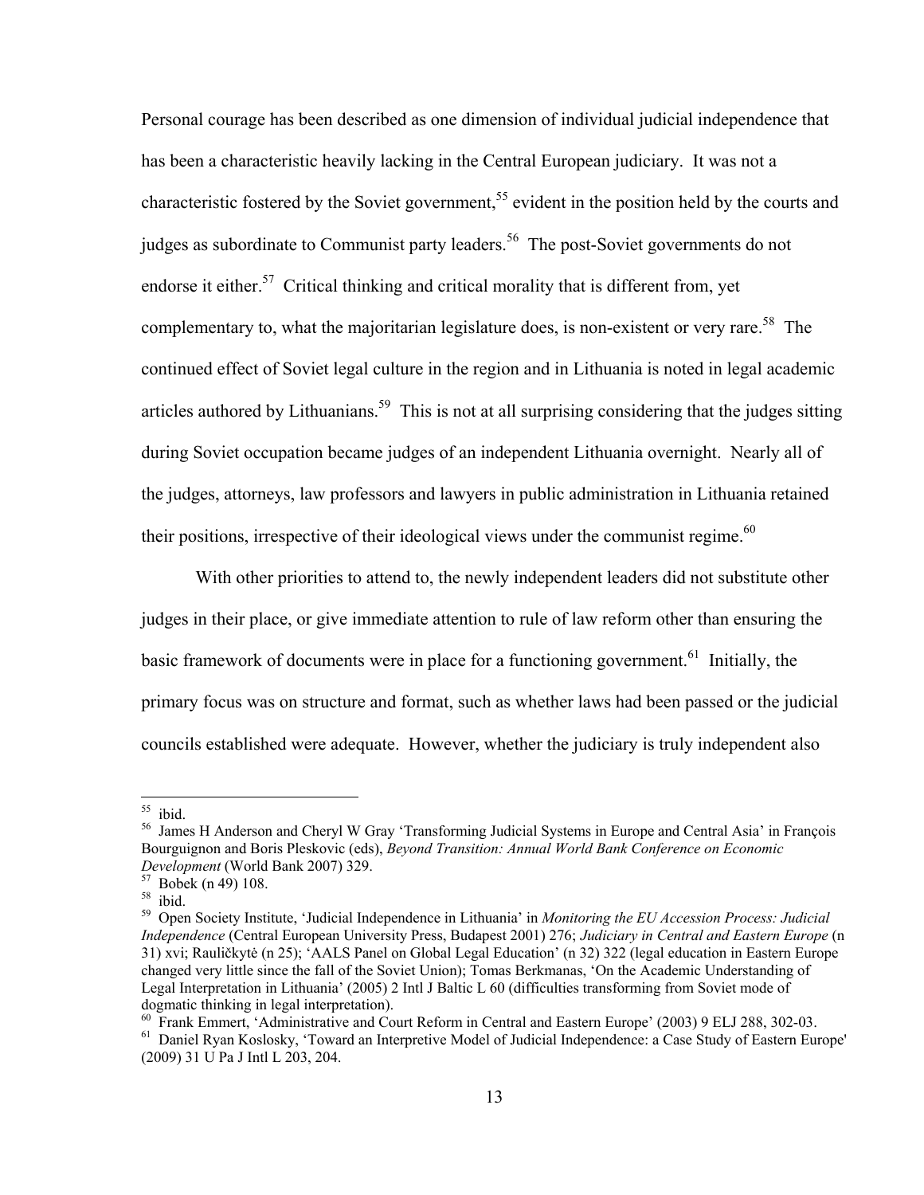Personal courage has been described as one dimension of individual judicial independence that has been a characteristic heavily lacking in the Central European judiciary. It was not a characteristic fostered by the Soviet government,[55] evident in the position held by the courts and judges as subordinate to Communist party leaders.[56] The post-Soviet governments do not endorse it either.[57] Critical thinking and critical morality that is different from, yet complementary to, what the majoritarian legislature does, is non-existent or very rare.[58] The continued effect of Soviet legal culture in the region and in Lithuania is noted in legal academic articles authored by Lithuanians.[59] This is not at all surprising considering that the judges sitting during Soviet occupation became judges of an independent Lithuania overnight. Nearly all of the judges, attorneys, law professors and lawyers in public administration in Lithuania retained their positions, irrespective of their ideological views under the communist regime.[60]

With other priorities to attend to, the newly independent leaders did not substitute other judges in their place, or give immediate attention to rule of law reform other than ensuring the basic framework of documents were in place for a functioning government.[61] Initially, the primary focus was on structure and format, such as whether laws had been passed or the judicial councils established were adequate. However, whether the judiciary is truly independent also

---

[55] ibid.

[56] James H Anderson and Cheryl W Gray 'Transforming Judicial Systems in Europe and Central Asia' in François Bourguignon and Boris Pleskovic (eds), *Beyond Transition: Annual World Bank Conference on Economic Development* (World Bank 2007) 329.

[57] Bobek (n 49) 108.

[58] ibid.

[59] Open Society Institute, 'Judicial Independence in Lithuania' in *Monitoring the EU Accession Process: Judicial Independence* (Central European University Press, Budapest 2001) 276; *Judiciary in Central and Eastern Europe* (n 31) xvi; Rauličkytė (n 25); 'AALS Panel on Global Legal Education' (n 32) 322 (legal education in Eastern Europe changed very little since the fall of the Soviet Union); Tomas Berkmanas, 'On the Academic Understanding of Legal Interpretation in Lithuania' (2005) 2 Intl J Baltic L 60 (difficulties transforming from Soviet mode of dogmatic thinking in legal interpretation).

[60] Frank Emmert, 'Administrative and Court Reform in Central and Eastern Europe' (2003) 9 ELJ 288, 302-03.

[61] Daniel Ryan Koslosky, 'Toward an Interpretive Model of Judicial Independence: a Case Study of Eastern Europe' (2009) 31 U Pa J Intl L 203, 204.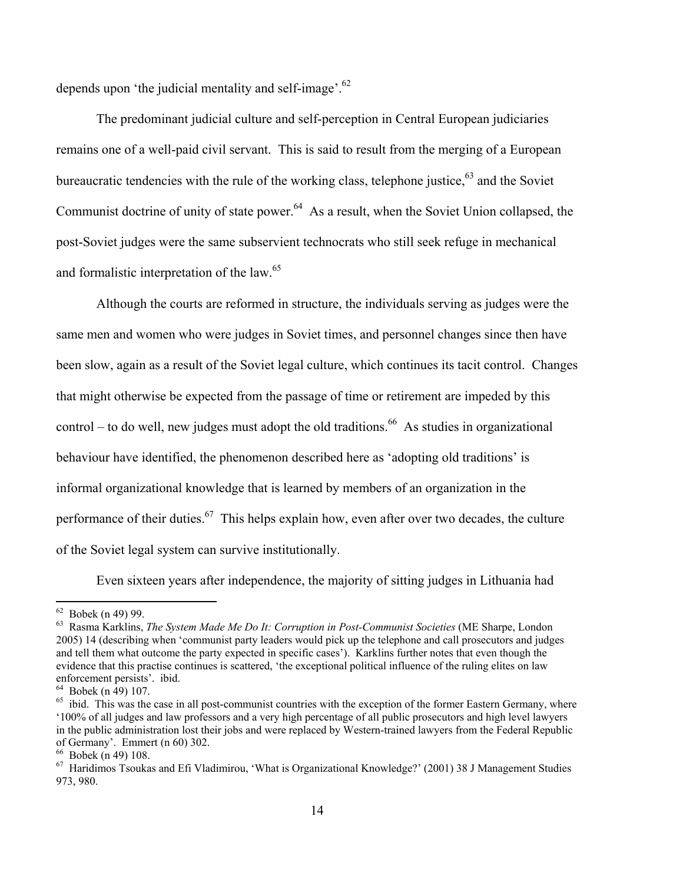depends upon 'the judicial mentality and self-image'.[62]

The predominant judicial culture and self-perception in Central European judiciaries remains one of a well-paid civil servant. This is said to result from the merging of a European bureaucratic tendencies with the rule of the working class, telephone justice,[63] and the Soviet Communist doctrine of unity of state power.[64] As a result, when the Soviet Union collapsed, the post-Soviet judges were the same subservient technocrats who still seek refuge in mechanical and formalistic interpretation of the law.[65]

Although the courts are reformed in structure, the individuals serving as judges were the same men and women who were judges in Soviet times, and personnel changes since then have been slow, again as a result of the Soviet legal culture, which continues its tacit control. Changes that might otherwise be expected from the passage of time or retirement are impeded by this control – to do well, new judges must adopt the old traditions.[66] As studies in organizational behaviour have identified, the phenomenon described here as 'adopting old traditions' is informal organizational knowledge that is learned by members of an organization in the performance of their duties.[67] This helps explain how, even after over two decades, the culture of the Soviet legal system can survive institutionally.

Even sixteen years after independence, the majority of sitting judges in Lithuania had

---

[62] Bobek (n 49) 99.

[63] Rasma Karklins, *The System Made Me Do It: Corruption in Post-Communist Societies* (ME Sharpe, London 2005) 14 (describing when 'communist party leaders would pick up the telephone and call prosecutors and judges and tell them what outcome the party expected in specific cases'). Karklins further notes that even though the evidence that this practise continues is scattered, 'the exceptional political influence of the ruling elites on law enforcement persists'. ibid.

[64] Bobek (n 49) 107.

[65] ibid. This was the case in all post-communist countries with the exception of the former Eastern Germany, where '100% of all judges and law professors and a very high percentage of all public prosecutors and high level lawyers in the public administration lost their jobs and were replaced by Western-trained lawyers from the Federal Republic of Germany'. Emmert (n 60) 302.

[66] Bobek (n 49) 108.

[67] Haridimos Tsoukas and Efi Vladimirou, 'What is Organizational Knowledge?' (2001) 38 J Management Studies 973, 980.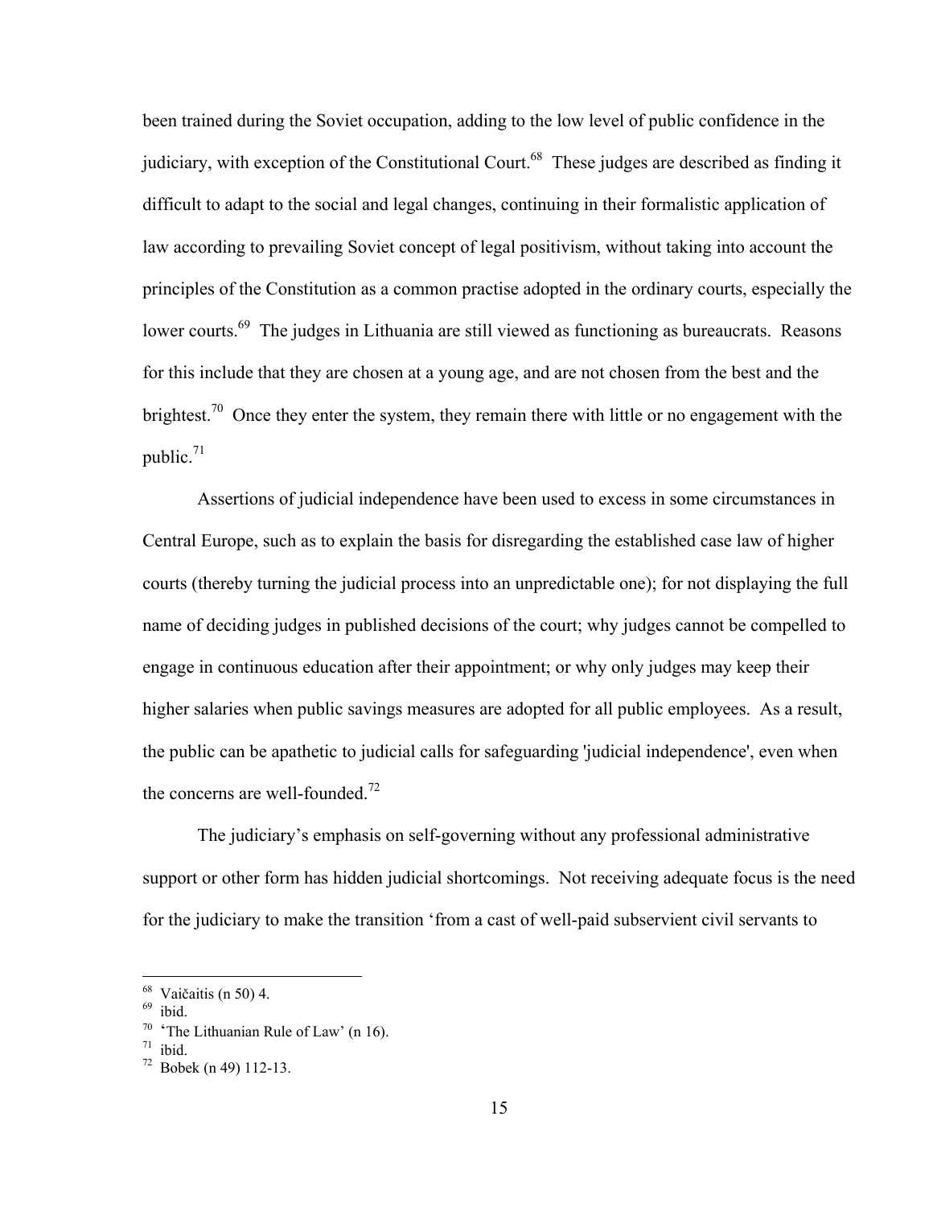been trained during the Soviet occupation, adding to the low level of public confidence in the judiciary, with exception of the Constitutional Court.[68] These judges are described as finding it difficult to adapt to the social and legal changes, continuing in their formalistic application of law according to prevailing Soviet concept of legal positivism, without taking into account the principles of the Constitution as a common practise adopted in the ordinary courts, especially the lower courts.[69] The judges in Lithuania are still viewed as functioning as bureaucrats. Reasons for this include that they are chosen at a young age, and are not chosen from the best and the brightest.[70] Once they enter the system, they remain there with little or no engagement with the public.[71]

Assertions of judicial independence have been used to excess in some circumstances in Central Europe, such as to explain the basis for disregarding the established case law of higher courts (thereby turning the judicial process into an unpredictable one); for not displaying the full name of deciding judges in published decisions of the court; why judges cannot be compelled to engage in continuous education after their appointment; or why only judges may keep their higher salaries when public savings measures are adopted for all public employees. As a result, the public can be apathetic to judicial calls for safeguarding 'judicial independence', even when the concerns are well-founded.[72]

The judiciary's emphasis on self-governing without any professional administrative support or other form has hidden judicial shortcomings. Not receiving adequate focus is the need for the judiciary to make the transition 'from a cast of well-paid subservient civil servants to

---

[68] Vaičaitis (n 50) 4.

[69] ibid.

[70] 'The Lithuanian Rule of Law' (n 16).

[71] ibid.

[72] Bobek (n 49) 112-13.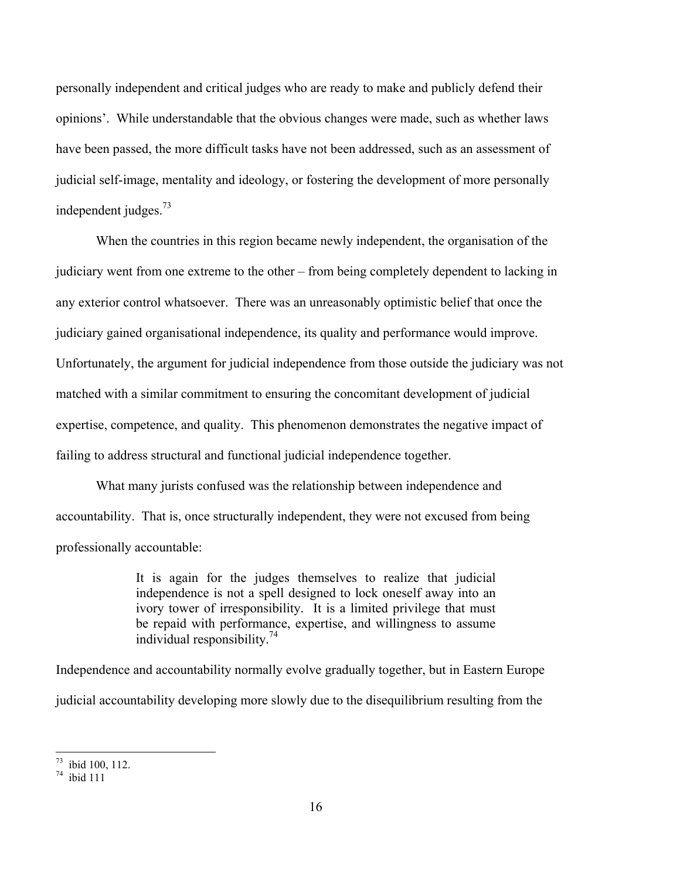personally independent and critical judges who are ready to make and publicly defend their opinions'. While understandable that the obvious changes were made, such as whether laws have been passed, the more difficult tasks have not been addressed, such as an assessment of judicial self-image, mentality and ideology, or fostering the development of more personally independent judges.[73]

When the countries in this region became newly independent, the organisation of the judiciary went from one extreme to the other – from being completely dependent to lacking in any exterior control whatsoever. There was an unreasonably optimistic belief that once the judiciary gained organisational independence, its quality and performance would improve. Unfortunately, the argument for judicial independence from those outside the judiciary was not matched with a similar commitment to ensuring the concomitant development of judicial expertise, competence, and quality. This phenomenon demonstrates the negative impact of failing to address structural and functional judicial independence together.

What many jurists confused was the relationship between independence and accountability. That is, once structurally independent, they were not excused from being professionally accountable:

> It is again for the judges themselves to realize that judicial independence is not a spell designed to lock oneself away into an ivory tower of irresponsibility. It is a limited privilege that must be repaid with performance, expertise, and willingness to assume individual responsibility.[74]

Independence and accountability normally evolve gradually together, but in Eastern Europe judicial accountability developing more slowly due to the disequilibrium resulting from the

---

[73] ibid 100, 112.

[74] ibid 111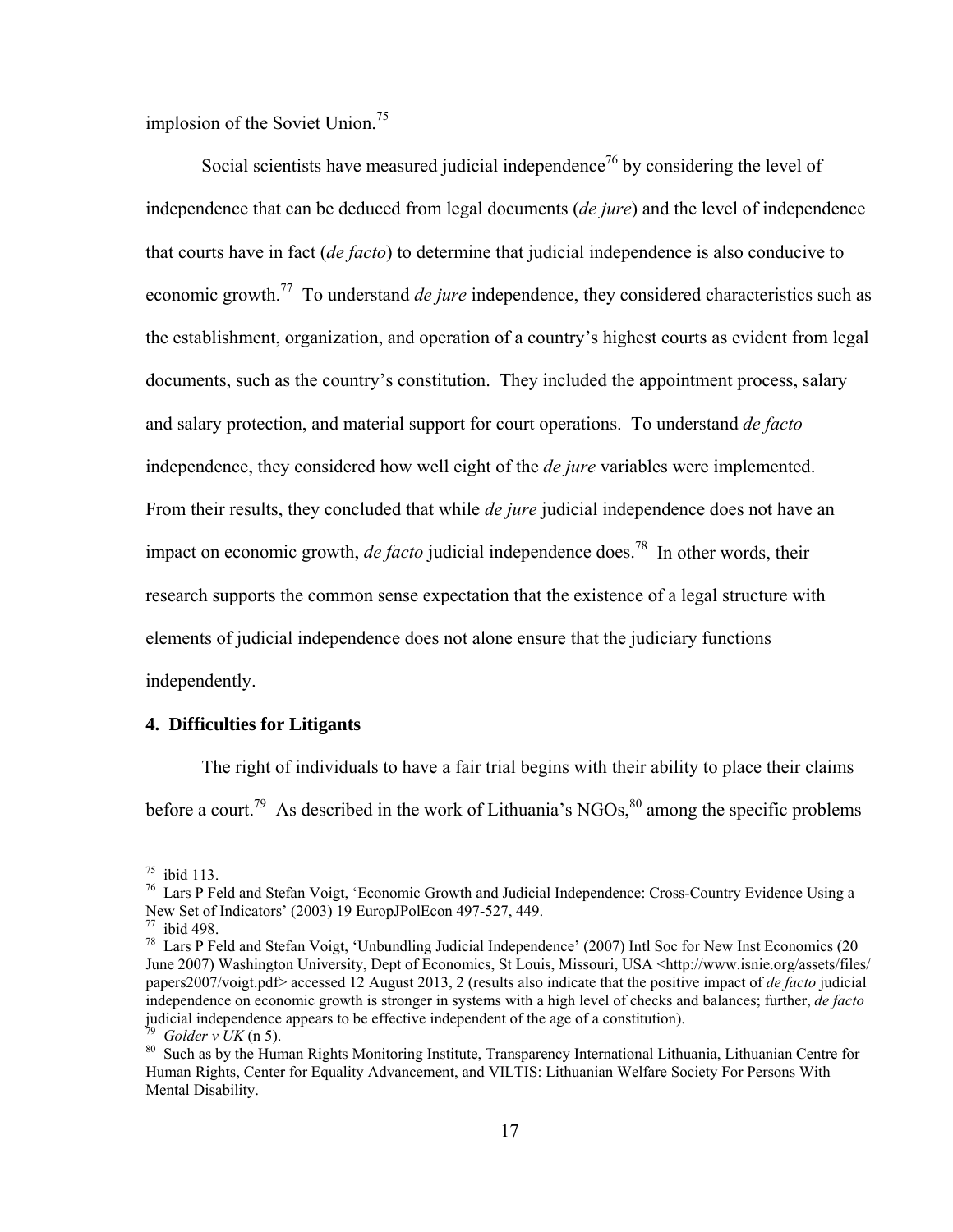implosion of the Soviet Union.[75]

Social scientists have measured judicial independence[76] by considering the level of independence that can be deduced from legal documents (*de jure*) and the level of independence that courts have in fact (*de facto*) to determine that judicial independence is also conducive to economic growth.[77] To understand *de jure* independence, they considered characteristics such as the establishment, organization, and operation of a country's highest courts as evident from legal documents, such as the country's constitution. They included the appointment process, salary and salary protection, and material support for court operations. To understand *de facto* independence, they considered how well eight of the *de jure* variables were implemented. From their results, they concluded that while *de jure* judicial independence does not have an impact on economic growth, *de facto* judicial independence does.[78] In other words, their research supports the common sense expectation that the existence of a legal structure with elements of judicial independence does not alone ensure that the judiciary functions independently.

#### 4. Difficulties for Litigants

The right of individuals to have a fair trial begins with their ability to place their claims before a court.[79] As described in the work of Lithuania's NGOs,[80] among the specific problems

---

[75] ibid 113.

[76] Lars P Feld and Stefan Voigt, 'Economic Growth and Judicial Independence: Cross-Country Evidence Using a New Set of Indicators' (2003) 19 EuropJPolEcon 497-527, 449.

[77] ibid 498.

[78] Lars P Feld and Stefan Voigt, 'Unbundling Judicial Independence' (2007) Intl Soc for New Inst Economics (20 June 2007) Washington University, Dept of Economics, St Louis, Missouri, USA <http://www.isnie.org/assets/files/papers2007/voigt.pdf> accessed 12 August 2013, 2 (results also indicate that the positive impact of *de facto* judicial independence on economic growth is stronger in systems with a high level of checks and balances; further, *de facto* judicial independence appears to be effective independent of the age of a constitution).

[79] *Golder v UK* (n 5).

[80] Such as by the Human Rights Monitoring Institute, Transparency International Lithuania, Lithuanian Centre for Human Rights, Center for Equality Advancement, and VILTIS: Lithuanian Welfare Society For Persons With Mental Disability.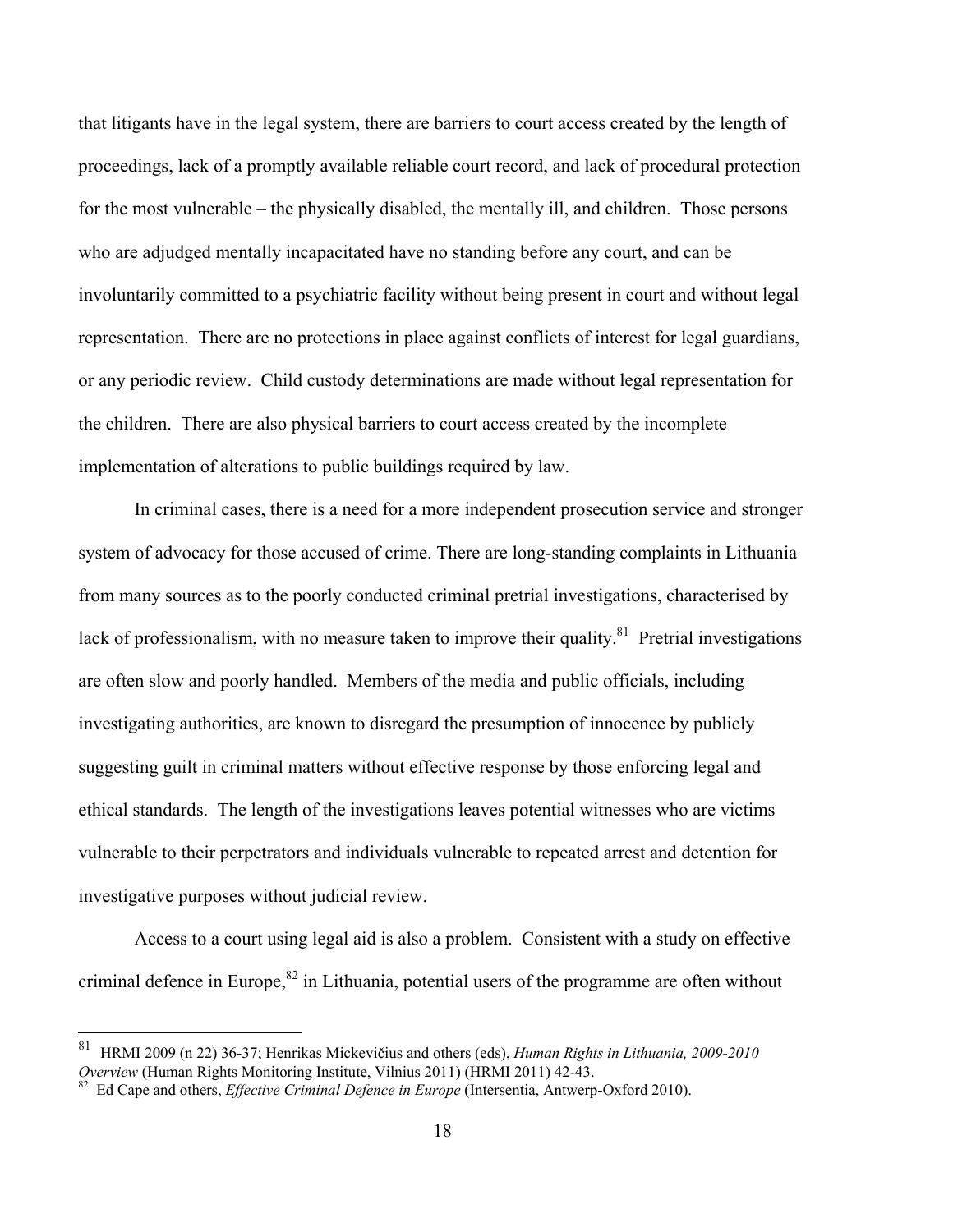that litigants have in the legal system, there are barriers to court access created by the length of proceedings, lack of a promptly available reliable court record, and lack of procedural protection for the most vulnerable – the physically disabled, the mentally ill, and children. Those persons who are adjudged mentally incapacitated have no standing before any court, and can be involuntarily committed to a psychiatric facility without being present in court and without legal representation. There are no protections in place against conflicts of interest for legal guardians, or any periodic review. Child custody determinations are made without legal representation for the children. There are also physical barriers to court access created by the incomplete implementation of alterations to public buildings required by law.

In criminal cases, there is a need for a more independent prosecution service and stronger system of advocacy for those accused of crime. There are long-standing complaints in Lithuania from many sources as to the poorly conducted criminal pretrial investigations, characterised by lack of professionalism, with no measure taken to improve their quality.[81] Pretrial investigations are often slow and poorly handled. Members of the media and public officials, including investigating authorities, are known to disregard the presumption of innocence by publicly suggesting guilt in criminal matters without effective response by those enforcing legal and ethical standards. The length of the investigations leaves potential witnesses who are victims vulnerable to their perpetrators and individuals vulnerable to repeated arrest and detention for investigative purposes without judicial review.

Access to a court using legal aid is also a problem. Consistent with a study on effective criminal defence in Europe,[82] in Lithuania, potential users of the programme are often without

[81] HRMI 2009 (n 22) 36-37; Henrikas Mickevičius and others (eds), *Human Rights in Lithuania, 2009-2010 Overview* (Human Rights Monitoring Institute, Vilnius 2011) (HRMI 2011) 42-43.

[82] Ed Cape and others, *Effective Criminal Defence in Europe* (Intersentia, Antwerp-Oxford 2010).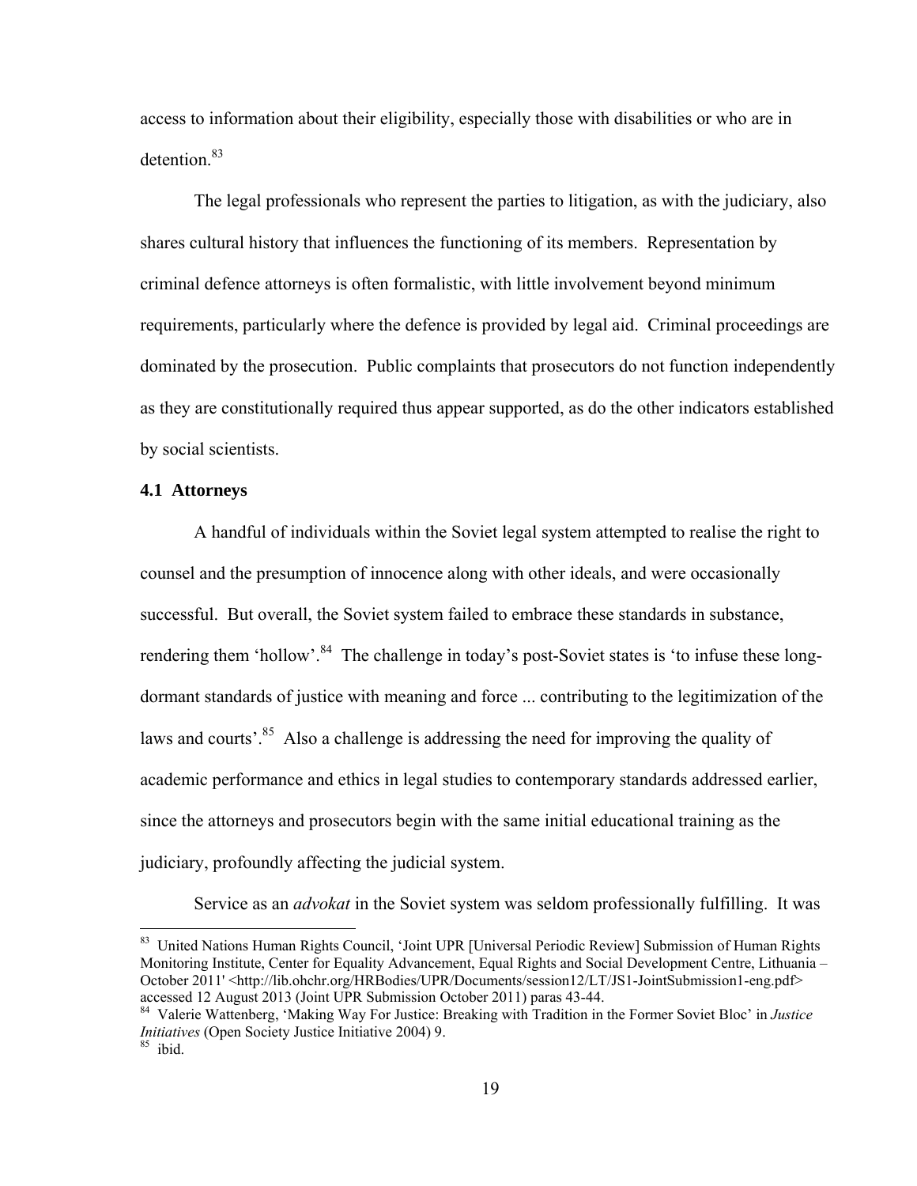access to information about their eligibility, especially those with disabilities or who are in detention.[83]

The legal professionals who represent the parties to litigation, as with the judiciary, also shares cultural history that influences the functioning of its members. Representation by criminal defence attorneys is often formalistic, with little involvement beyond minimum requirements, particularly where the defence is provided by legal aid. Criminal proceedings are dominated by the prosecution. Public complaints that prosecutors do not function independently as they are constitutionally required thus appear supported, as do the other indicators established by social scientists.

**4.1 Attorneys**

A handful of individuals within the Soviet legal system attempted to realise the right to counsel and the presumption of innocence along with other ideals, and were occasionally successful. But overall, the Soviet system failed to embrace these standards in substance, rendering them 'hollow'.[84] The challenge in today's post-Soviet states is 'to infuse these long-dormant standards of justice with meaning and force ... contributing to the legitimization of the laws and courts'.[85] Also a challenge is addressing the need for improving the quality of academic performance and ethics in legal studies to contemporary standards addressed earlier, since the attorneys and prosecutors begin with the same initial educational training as the judiciary, profoundly affecting the judicial system.

Service as an *advokat* in the Soviet system was seldom professionally fulfilling. It was

---

[83] United Nations Human Rights Council, 'Joint UPR [Universal Periodic Review] Submission of Human Rights Monitoring Institute, Center for Equality Advancement, Equal Rights and Social Development Centre, Lithuania – October 2011' <http://lib.ohchr.org/HRBodies/UPR/Documents/session12/LT/JS1-JointSubmission1-eng.pdf> accessed 12 August 2013 (Joint UPR Submission October 2011) paras 43-44.

[84] Valerie Wattenberg, 'Making Way For Justice: Breaking with Tradition in the Former Soviet Bloc' in *Justice Initiatives* (Open Society Justice Initiative 2004) 9.

[85] ibid.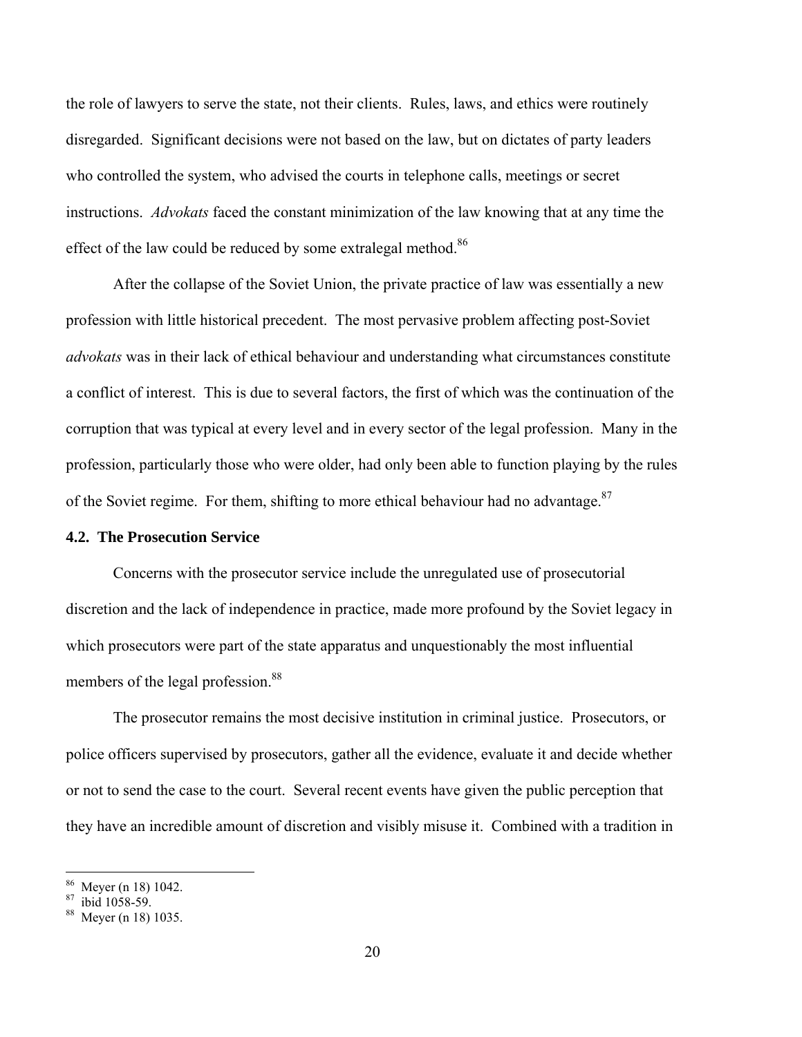the role of lawyers to serve the state, not their clients. Rules, laws, and ethics were routinely disregarded. Significant decisions were not based on the law, but on dictates of party leaders who controlled the system, who advised the courts in telephone calls, meetings or secret instructions. *Advokats* faced the constant minimization of the law knowing that at any time the effect of the law could be reduced by some extralegal method.[86]

After the collapse of the Soviet Union, the private practice of law was essentially a new profession with little historical precedent. The most pervasive problem affecting post-Soviet *advokats* was in their lack of ethical behaviour and understanding what circumstances constitute a conflict of interest. This is due to several factors, the first of which was the continuation of the corruption that was typical at every level and in every sector of the legal profession. Many in the profession, particularly those who were older, had only been able to function playing by the rules of the Soviet regime. For them, shifting to more ethical behaviour had no advantage.[87]

### 4.2. The Prosecution Service

Concerns with the prosecutor service include the unregulated use of prosecutorial discretion and the lack of independence in practice, made more profound by the Soviet legacy in which prosecutors were part of the state apparatus and unquestionably the most influential members of the legal profession.[88]

The prosecutor remains the most decisive institution in criminal justice. Prosecutors, or police officers supervised by prosecutors, gather all the evidence, evaluate it and decide whether or not to send the case to the court. Several recent events have given the public perception that they have an incredible amount of discretion and visibly misuse it. Combined with a tradition in

[86] Meyer (n 18) 1042.
[87] ibid 1058-59.
[88] Meyer (n 18) 1035.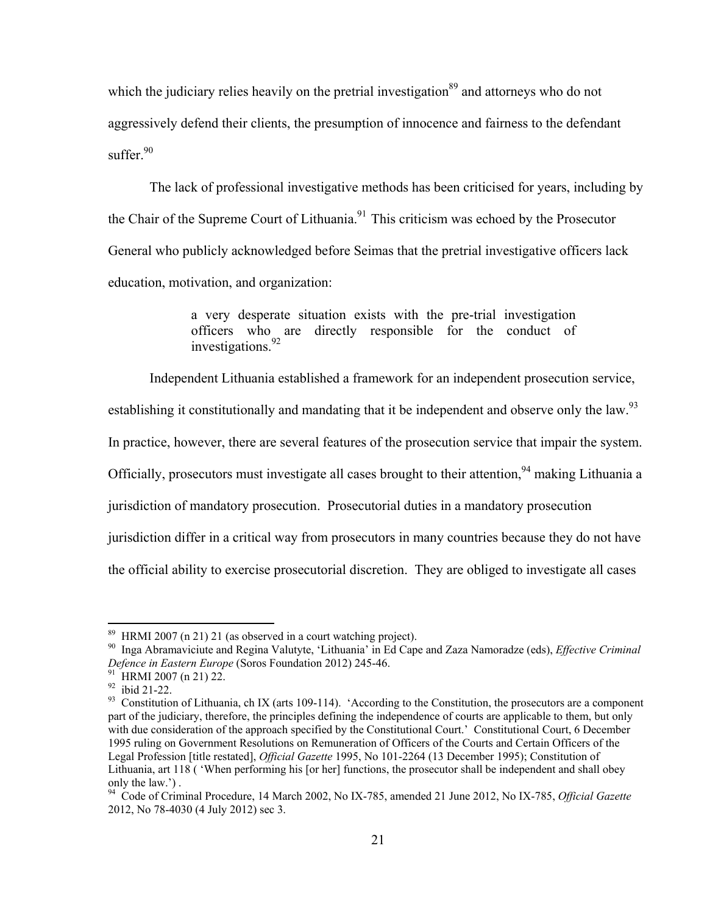which the judiciary relies heavily on the pretrial investigation[89] and attorneys who do not aggressively defend their clients, the presumption of innocence and fairness to the defendant suffer.[90]

The lack of professional investigative methods has been criticised for years, including by the Chair of the Supreme Court of Lithuania.[91] This criticism was echoed by the Prosecutor General who publicly acknowledged before Seimas that the pretrial investigative officers lack education, motivation, and organization:

> a very desperate situation exists with the pre-trial investigation officers who are directly responsible for the conduct of investigations.[92]

Independent Lithuania established a framework for an independent prosecution service, establishing it constitutionally and mandating that it be independent and observe only the law.[93] In practice, however, there are several features of the prosecution service that impair the system. Officially, prosecutors must investigate all cases brought to their attention,[94] making Lithuania a jurisdiction of mandatory prosecution. Prosecutorial duties in a mandatory prosecution jurisdiction differ in a critical way from prosecutors in many countries because they do not have the official ability to exercise prosecutorial discretion. They are obliged to investigate all cases

---

[89] HRMI 2007 (n 21) 21 (as observed in a court watching project).

[90] Inga Abramaviciute and Regina Valutyte, 'Lithuania' in Ed Cape and Zaza Namoradze (eds), *Effective Criminal Defence in Eastern Europe* (Soros Foundation 2012) 245-46.

[91] HRMI 2007 (n 21) 22.

[92] ibid 21-22.

[93] Constitution of Lithuania, ch IX (arts 109-114). 'According to the Constitution, the prosecutors are a component part of the judiciary, therefore, the principles defining the independence of courts are applicable to them, but only with due consideration of the approach specified by the Constitutional Court.' Constitutional Court, 6 December 1995 ruling on Government Resolutions on Remuneration of Officers of the Courts and Certain Officers of the Legal Profession [title restated], *Official Gazette* 1995, No 101-2264 (13 December 1995); Constitution of Lithuania, art 118 ( 'When performing his [or her] functions, the prosecutor shall be independent and shall obey only the law.') .

[94] Code of Criminal Procedure, 14 March 2002, No IX-785, amended 21 June 2012, No IX-785, *Official Gazette* 2012, No 78-4030 (4 July 2012) sec 3.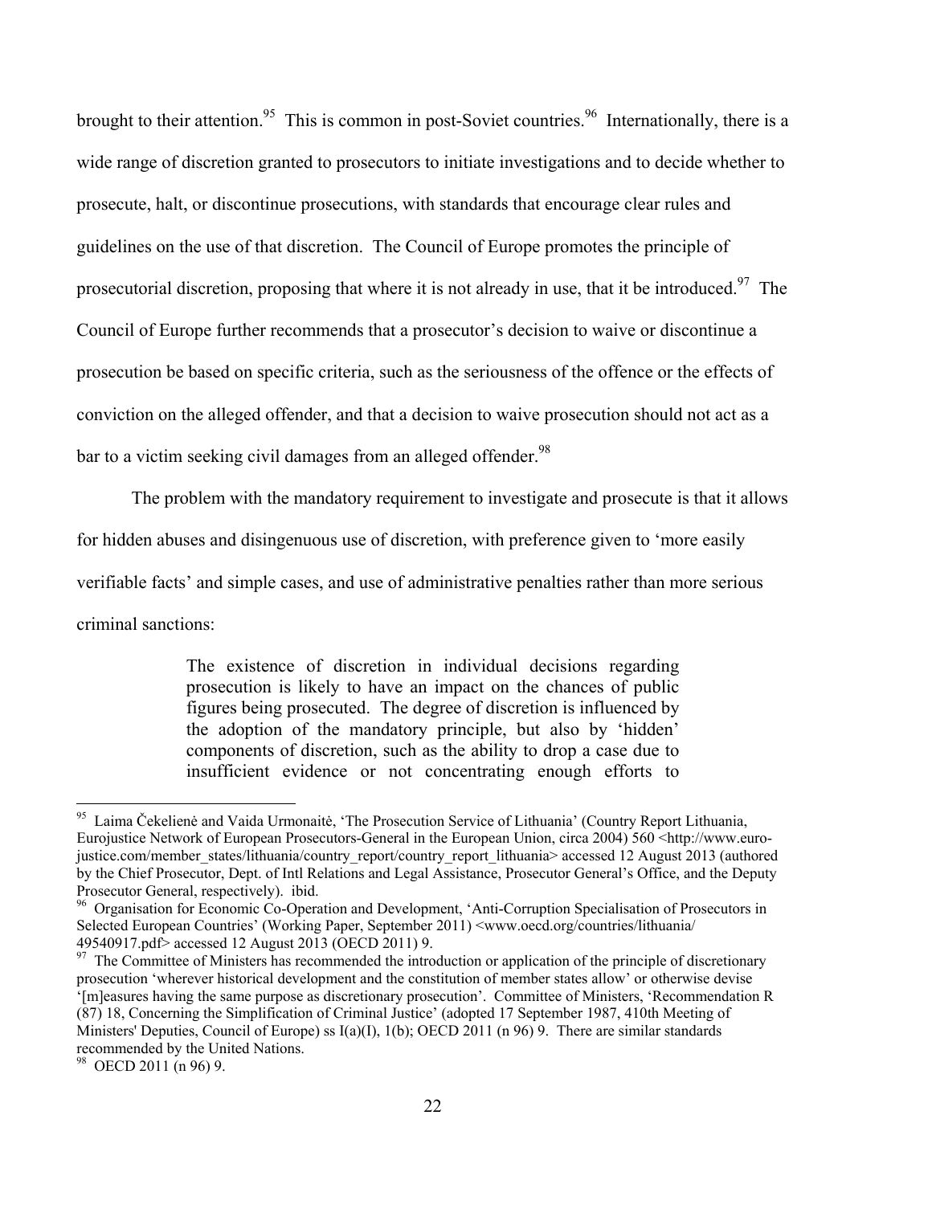brought to their attention.[95] This is common in post-Soviet countries.[96] Internationally, there is a wide range of discretion granted to prosecutors to initiate investigations and to decide whether to prosecute, halt, or discontinue prosecutions, with standards that encourage clear rules and guidelines on the use of that discretion. The Council of Europe promotes the principle of prosecutorial discretion, proposing that where it is not already in use, that it be introduced.[97] The Council of Europe further recommends that a prosecutor's decision to waive or discontinue a prosecution be based on specific criteria, such as the seriousness of the offence or the effects of conviction on the alleged offender, and that a decision to waive prosecution should not act as a bar to a victim seeking civil damages from an alleged offender.[98]

The problem with the mandatory requirement to investigate and prosecute is that it allows for hidden abuses and disingenuous use of discretion, with preference given to 'more easily verifiable facts' and simple cases, and use of administrative penalties rather than more serious criminal sanctions:

> The existence of discretion in individual decisions regarding prosecution is likely to have an impact on the chances of public figures being prosecuted. The degree of discretion is influenced by the adoption of the mandatory principle, but also by 'hidden' components of discretion, such as the ability to drop a case due to insufficient evidence or not concentrating enough efforts to

---

[95] Laima Čekelienė and Vaida Urmonaitė, 'The Prosecution Service of Lithuania' (Country Report Lithuania, Eurojustice Network of European Prosecutors-General in the European Union, circa 2004) 560 <http://www.euro-justice.com/member_states/lithuania/country_report/country_report_lithuania> accessed 12 August 2013 (authored by the Chief Prosecutor, Dept. of Intl Relations and Legal Assistance, Prosecutor General's Office, and the Deputy Prosecutor General, respectively). ibid.

[96] Organisation for Economic Co-Operation and Development, 'Anti-Corruption Specialisation of Prosecutors in Selected European Countries' (Working Paper, September 2011) <www.oecd.org/countries/lithuania/49540917.pdf> accessed 12 August 2013 (OECD 2011) 9.

[97] The Committee of Ministers has recommended the introduction or application of the principle of discretionary prosecution 'wherever historical development and the constitution of member states allow' or otherwise devise '[m]easures having the same purpose as discretionary prosecution'. Committee of Ministers, 'Recommendation R (87) 18, Concerning the Simplification of Criminal Justice' (adopted 17 September 1987, 410th Meeting of Ministers' Deputies, Council of Europe) ss I(a)(I), 1(b); OECD 2011 (n 96) 9. There are similar standards recommended by the United Nations.

[98] OECD 2011 (n 96) 9.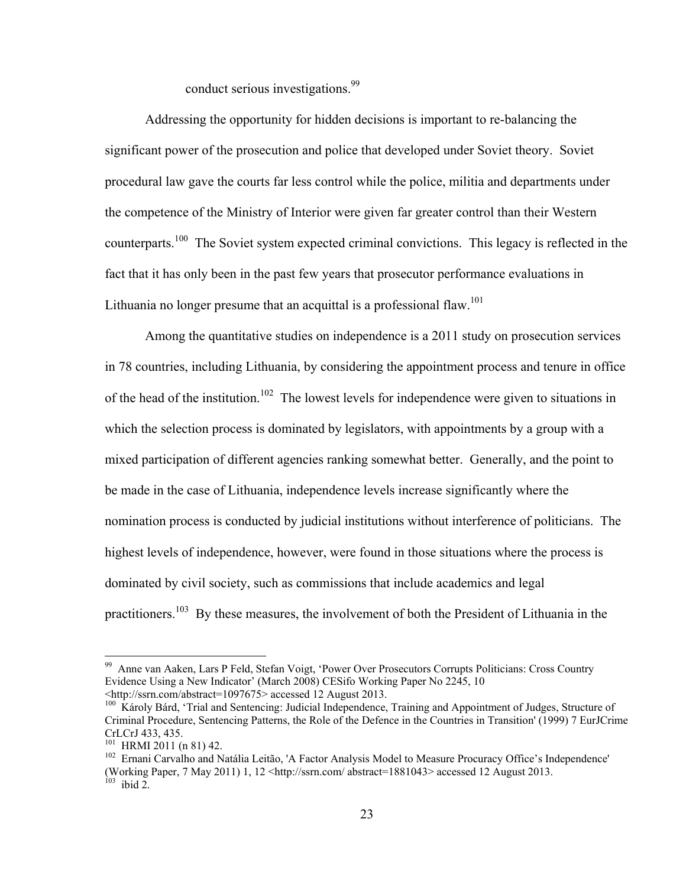conduct serious investigations.[99]

Addressing the opportunity for hidden decisions is important to re-balancing the significant power of the prosecution and police that developed under Soviet theory. Soviet procedural law gave the courts far less control while the police, militia and departments under the competence of the Ministry of Interior were given far greater control than their Western counterparts.[100] The Soviet system expected criminal convictions. This legacy is reflected in the fact that it has only been in the past few years that prosecutor performance evaluations in Lithuania no longer presume that an acquittal is a professional flaw.[101]

Among the quantitative studies on independence is a 2011 study on prosecution services in 78 countries, including Lithuania, by considering the appointment process and tenure in office of the head of the institution.[102] The lowest levels for independence were given to situations in which the selection process is dominated by legislators, with appointments by a group with a mixed participation of different agencies ranking somewhat better. Generally, and the point to be made in the case of Lithuania, independence levels increase significantly where the nomination process is conducted by judicial institutions without interference of politicians. The highest levels of independence, however, were found in those situations where the process is dominated by civil society, such as commissions that include academics and legal practitioners.[103] By these measures, the involvement of both the President of Lithuania in the

---

[99] Anne van Aaken, Lars P Feld, Stefan Voigt, 'Power Over Prosecutors Corrupts Politicians: Cross Country Evidence Using a New Indicator' (March 2008) CESifo Working Paper No 2245, 10 <http://ssrn.com/abstract=1097675> accessed 12 August 2013.

[100] Károly Bárd, 'Trial and Sentencing: Judicial Independence, Training and Appointment of Judges, Structure of Criminal Procedure, Sentencing Patterns, the Role of the Defence in the Countries in Transition' (1999) 7 EurJCrime CrLCrJ 433, 435.

[101] HRMI 2011 (n 81) 42.

[102] Ernani Carvalho and Natália Leitão, 'A Factor Analysis Model to Measure Procuracy Office's Independence' (Working Paper, 7 May 2011) 1, 12 <http://ssrn.com/ abstract=1881043> accessed 12 August 2013.

[103] ibid 2.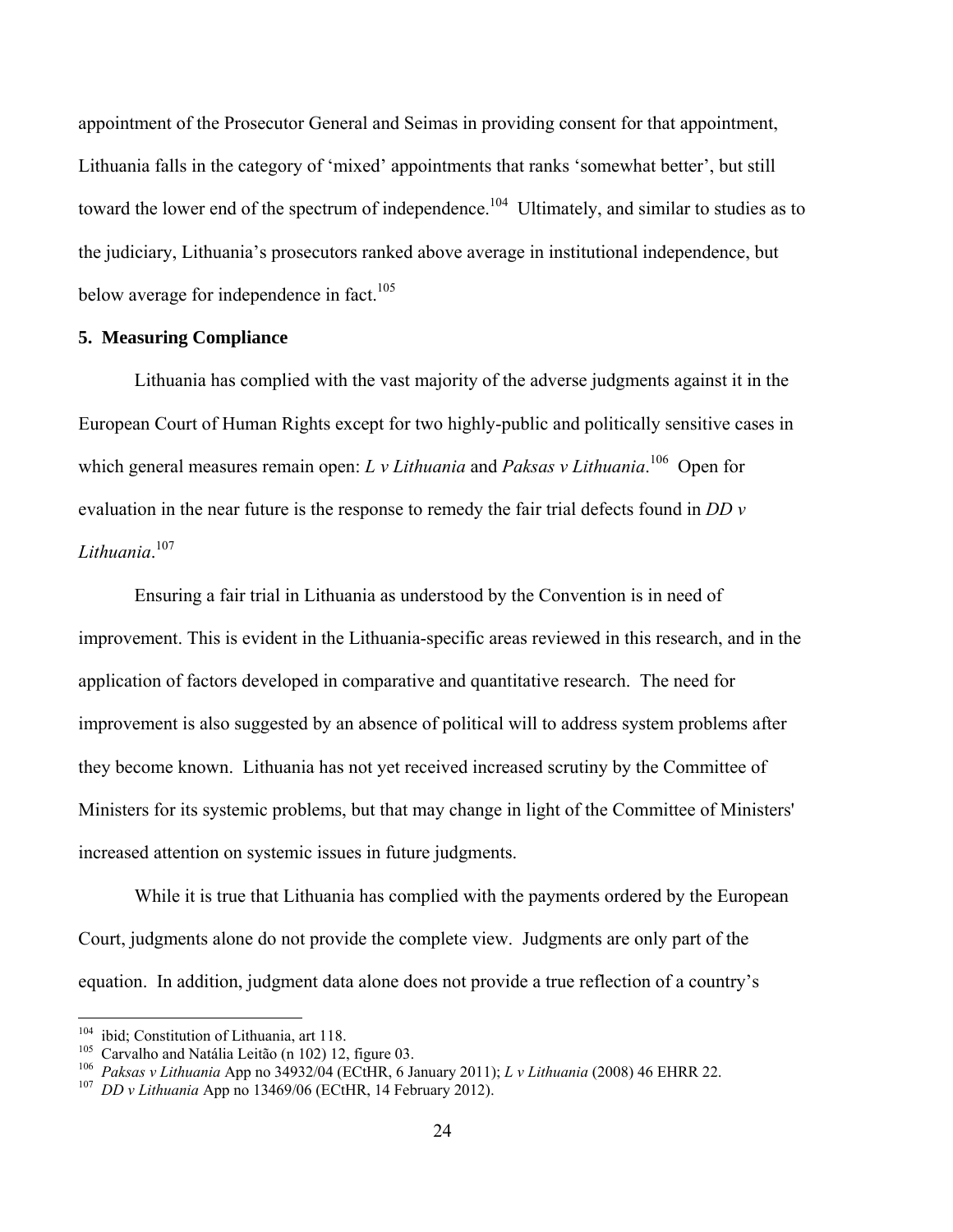appointment of the Prosecutor General and Seimas in providing consent for that appointment, Lithuania falls in the category of 'mixed' appointments that ranks 'somewhat better', but still toward the lower end of the spectrum of independence.[104] Ultimately, and similar to studies as to the judiciary, Lithuania's prosecutors ranked above average in institutional independence, but below average for independence in fact.[105]

## 5. Measuring Compliance

Lithuania has complied with the vast majority of the adverse judgments against it in the European Court of Human Rights except for two highly-public and politically sensitive cases in which general measures remain open: *L v Lithuania* and *Paksas v Lithuania*.[106] Open for evaluation in the near future is the response to remedy the fair trial defects found in *DD v Lithuania*.[107]

Ensuring a fair trial in Lithuania as understood by the Convention is in need of improvement. This is evident in the Lithuania-specific areas reviewed in this research, and in the application of factors developed in comparative and quantitative research. The need for improvement is also suggested by an absence of political will to address system problems after they become known. Lithuania has not yet received increased scrutiny by the Committee of Ministers for its systemic problems, but that may change in light of the Committee of Ministers' increased attention on systemic issues in future judgments.

While it is true that Lithuania has complied with the payments ordered by the European Court, judgments alone do not provide the complete view. Judgments are only part of the equation. In addition, judgment data alone does not provide a true reflection of a country's

---

[104] ibid; Constitution of Lithuania, art 118.

[105] Carvalho and Natália Leitão (n 102) 12, figure 03.

[106] *Paksas v Lithuania* App no 34932/04 (ECtHR, 6 January 2011); *L v Lithuania* (2008) 46 EHRR 22.

[107] *DD v Lithuania* App no 13469/06 (ECtHR, 14 February 2012).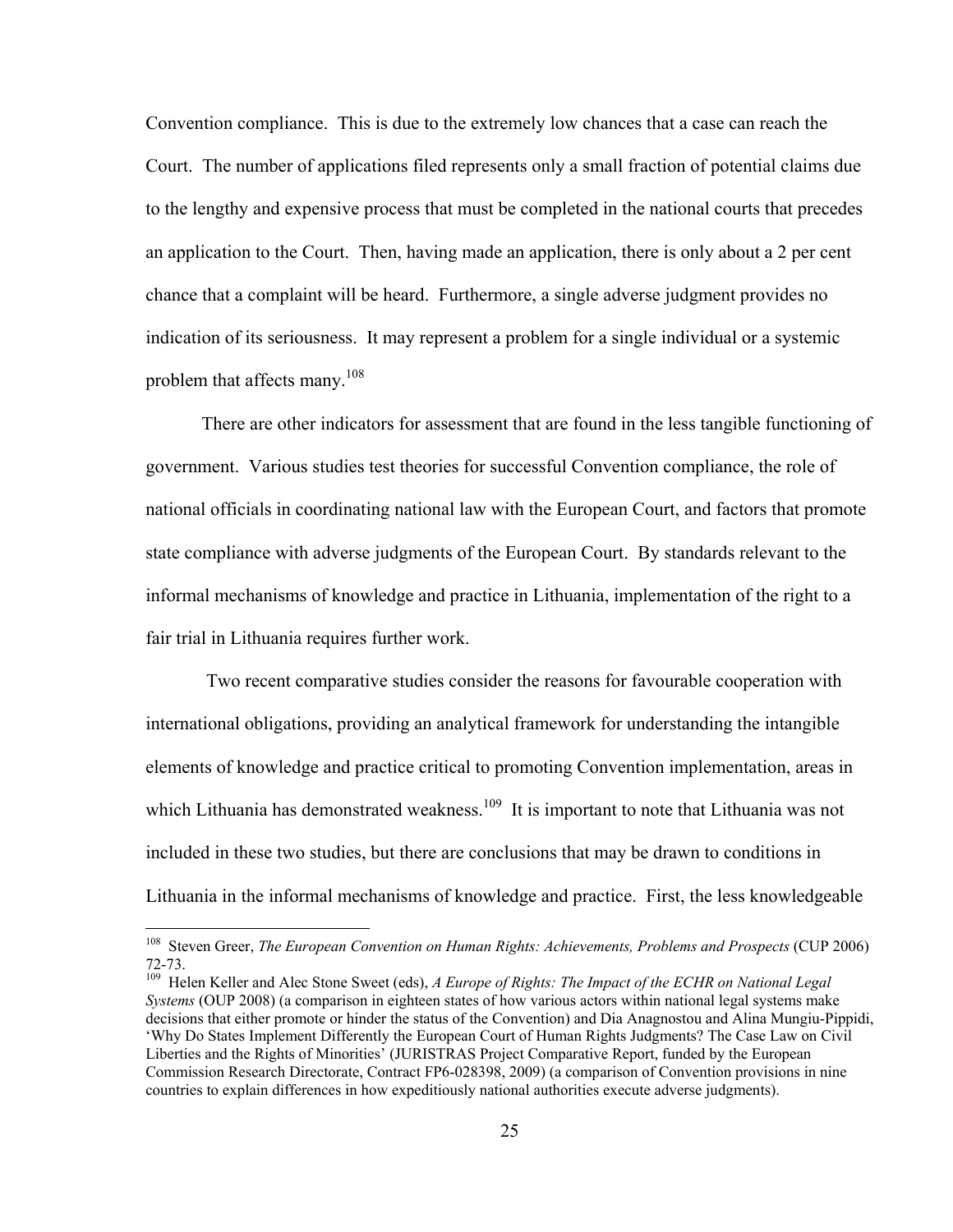Convention compliance. This is due to the extremely low chances that a case can reach the Court. The number of applications filed represents only a small fraction of potential claims due to the lengthy and expensive process that must be completed in the national courts that precedes an application to the Court. Then, having made an application, there is only about a 2 per cent chance that a complaint will be heard. Furthermore, a single adverse judgment provides no indication of its seriousness. It may represent a problem for a single individual or a systemic problem that affects many.[108]

There are other indicators for assessment that are found in the less tangible functioning of government. Various studies test theories for successful Convention compliance, the role of national officials in coordinating national law with the European Court, and factors that promote state compliance with adverse judgments of the European Court. By standards relevant to the informal mechanisms of knowledge and practice in Lithuania, implementation of the right to a fair trial in Lithuania requires further work.

Two recent comparative studies consider the reasons for favourable cooperation with international obligations, providing an analytical framework for understanding the intangible elements of knowledge and practice critical to promoting Convention implementation, areas in which Lithuania has demonstrated weakness.[109] It is important to note that Lithuania was not included in these two studies, but there are conclusions that may be drawn to conditions in Lithuania in the informal mechanisms of knowledge and practice. First, the less knowledgeable

---

[108] Steven Greer, *The European Convention on Human Rights: Achievements, Problems and Prospects* (CUP 2006) 72-73.

[109] Helen Keller and Alec Stone Sweet (eds), *A Europe of Rights: The Impact of the ECHR on National Legal Systems* (OUP 2008) (a comparison in eighteen states of how various actors within national legal systems make decisions that either promote or hinder the status of the Convention) and Dia Anagnostou and Alina Mungiu-Pippidi, 'Why Do States Implement Differently the European Court of Human Rights Judgments? The Case Law on Civil Liberties and the Rights of Minorities' (JURISTRAS Project Comparative Report, funded by the European Commission Research Directorate, Contract FP6-028398, 2009) (a comparison of Convention provisions in nine countries to explain differences in how expeditiously national authorities execute adverse judgments).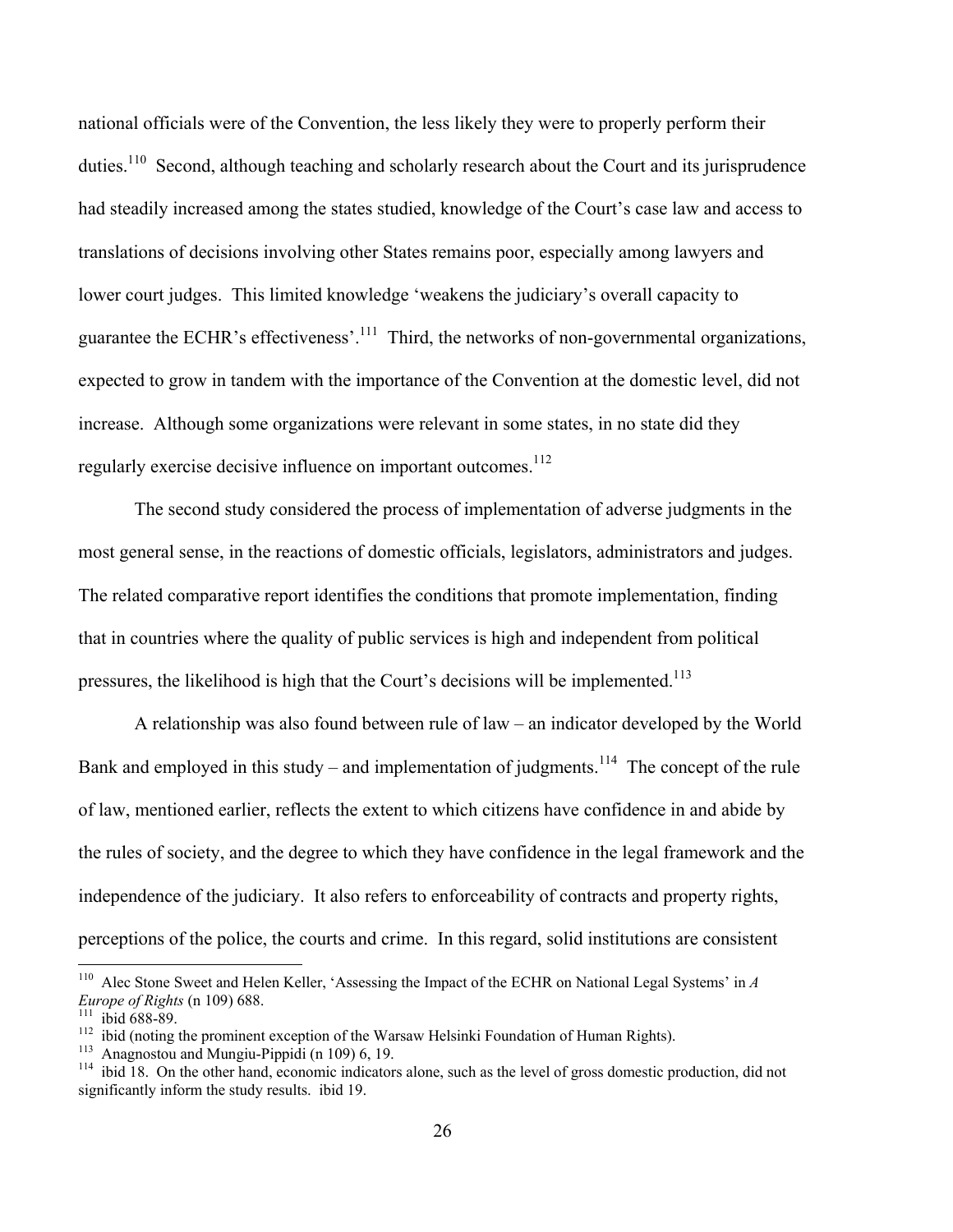national officials were of the Convention, the less likely they were to properly perform their duties.[110] Second, although teaching and scholarly research about the Court and its jurisprudence had steadily increased among the states studied, knowledge of the Court's case law and access to translations of decisions involving other States remains poor, especially among lawyers and lower court judges. This limited knowledge 'weakens the judiciary's overall capacity to guarantee the ECHR's effectiveness'.[111] Third, the networks of non-governmental organizations, expected to grow in tandem with the importance of the Convention at the domestic level, did not increase. Although some organizations were relevant in some states, in no state did they regularly exercise decisive influence on important outcomes.[112]

The second study considered the process of implementation of adverse judgments in the most general sense, in the reactions of domestic officials, legislators, administrators and judges. The related comparative report identifies the conditions that promote implementation, finding that in countries where the quality of public services is high and independent from political pressures, the likelihood is high that the Court's decisions will be implemented.[113]

A relationship was also found between rule of law – an indicator developed by the World Bank and employed in this study – and implementation of judgments.[114] The concept of the rule of law, mentioned earlier, reflects the extent to which citizens have confidence in and abide by the rules of society, and the degree to which they have confidence in the legal framework and the independence of the judiciary. It also refers to enforceability of contracts and property rights, perceptions of the police, the courts and crime. In this regard, solid institutions are consistent

---

[110] Alec Stone Sweet and Helen Keller, 'Assessing the Impact of the ECHR on National Legal Systems' in *A Europe of Rights* (n 109) 688.

[111] ibid 688-89.

[112] ibid (noting the prominent exception of the Warsaw Helsinki Foundation of Human Rights).

[113] Anagnostou and Mungiu-Pippidi (n 109) 6, 19.

[114] ibid 18. On the other hand, economic indicators alone, such as the level of gross domestic production, did not significantly inform the study results. ibid 19.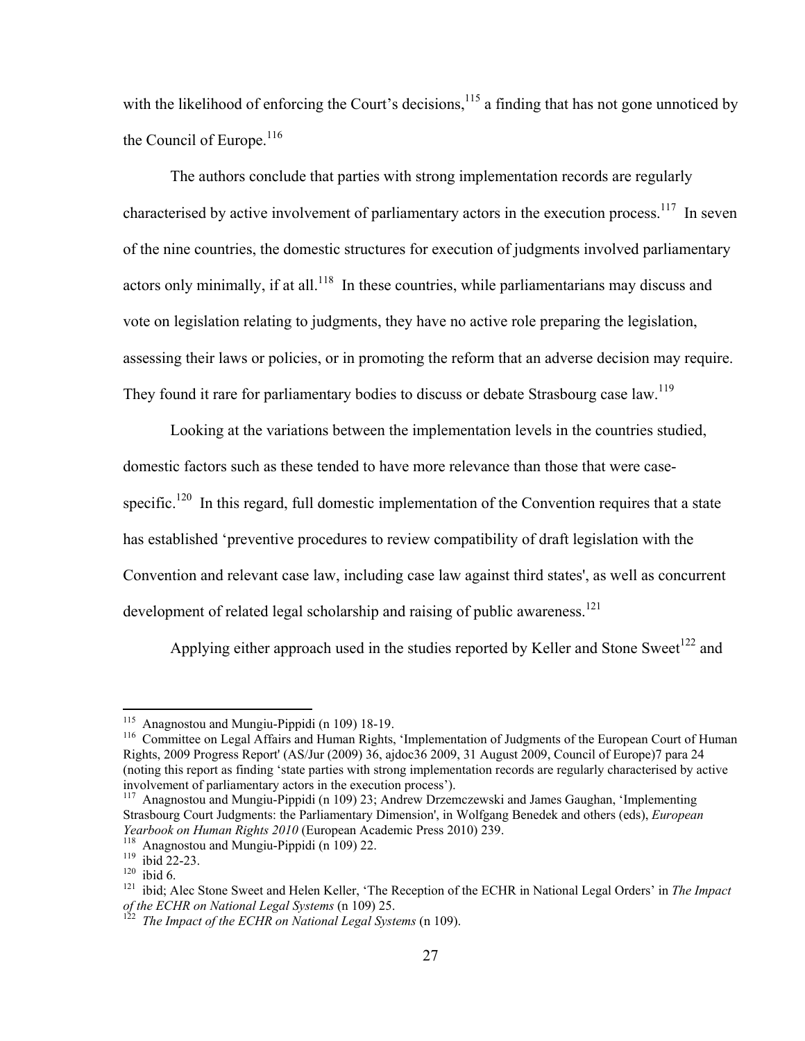with the likelihood of enforcing the Court's decisions,[115] a finding that has not gone unnoticed by the Council of Europe.[116]

The authors conclude that parties with strong implementation records are regularly characterised by active involvement of parliamentary actors in the execution process.[117] In seven of the nine countries, the domestic structures for execution of judgments involved parliamentary actors only minimally, if at all.[118] In these countries, while parliamentarians may discuss and vote on legislation relating to judgments, they have no active role preparing the legislation, assessing their laws or policies, or in promoting the reform that an adverse decision may require. They found it rare for parliamentary bodies to discuss or debate Strasbourg case law.[119]

Looking at the variations between the implementation levels in the countries studied, domestic factors such as these tended to have more relevance than those that were case-specific.[120] In this regard, full domestic implementation of the Convention requires that a state has established 'preventive procedures to review compatibility of draft legislation with the Convention and relevant case law, including case law against third states', as well as concurrent development of related legal scholarship and raising of public awareness.[121]

Applying either approach used in the studies reported by Keller and Stone Sweet[122] and

---

[115] Anagnostou and Mungiu-Pippidi (n 109) 18-19.

[116] Committee on Legal Affairs and Human Rights, 'Implementation of Judgments of the European Court of Human Rights, 2009 Progress Report' (AS/Jur (2009) 36, ajdoc36 2009, 31 August 2009, Council of Europe)7 para 24 (noting this report as finding 'state parties with strong implementation records are regularly characterised by active involvement of parliamentary actors in the execution process').

[117] Anagnostou and Mungiu-Pippidi (n 109) 23; Andrew Drzemczewski and James Gaughan, 'Implementing Strasbourg Court Judgments: the Parliamentary Dimension', in Wolfgang Benedek and others (eds), *European Yearbook on Human Rights 2010* (European Academic Press 2010) 239.

[118] Anagnostou and Mungiu-Pippidi (n 109) 22.

[119] ibid 22-23.

[120] ibid 6.

[121] ibid; Alec Stone Sweet and Helen Keller, 'The Reception of the ECHR in National Legal Orders' in *The Impact of the ECHR on National Legal Systems* (n 109) 25.

[122] *The Impact of the ECHR on National Legal Systems* (n 109).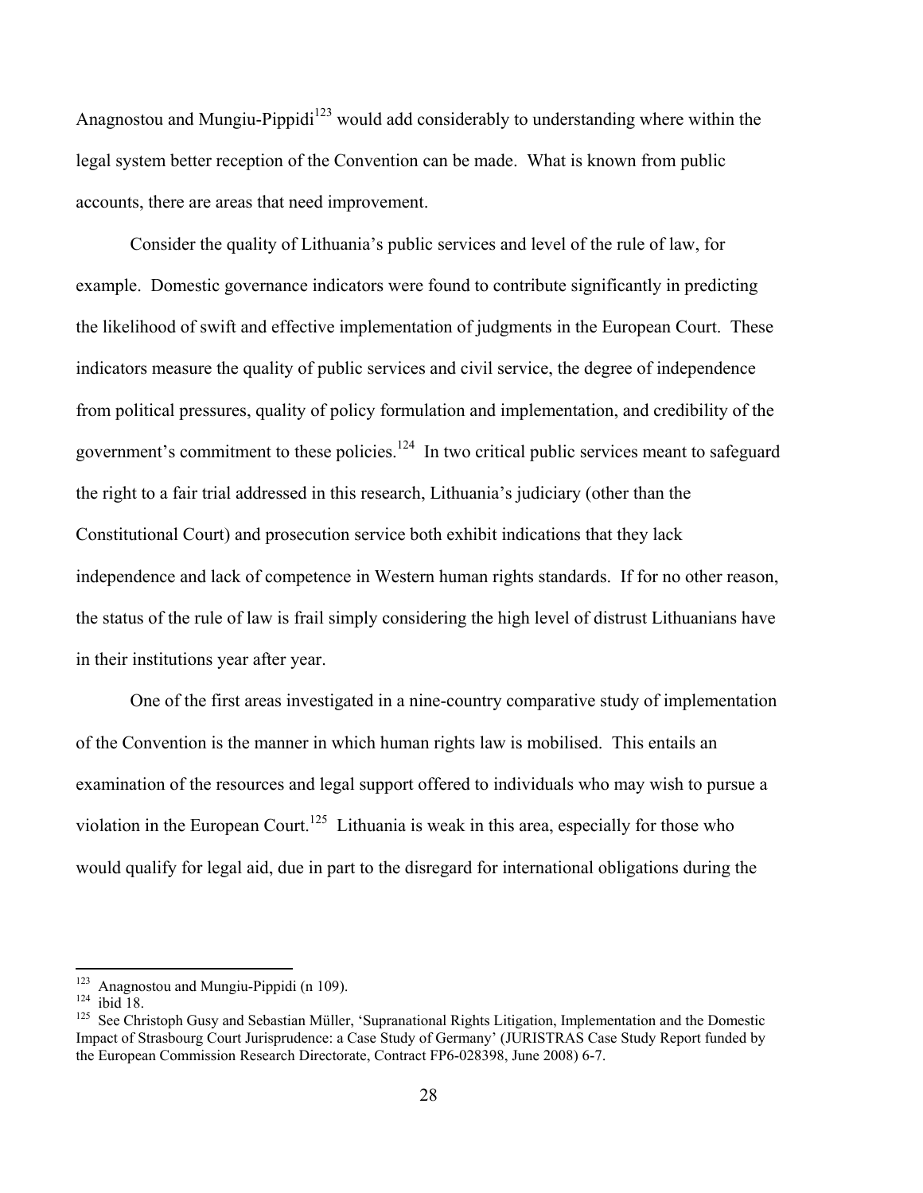Anagnostou and Mungiu-Pippidi[123] would add considerably to understanding where within the legal system better reception of the Convention can be made. What is known from public accounts, there are areas that need improvement.

Consider the quality of Lithuania's public services and level of the rule of law, for example. Domestic governance indicators were found to contribute significantly in predicting the likelihood of swift and effective implementation of judgments in the European Court. These indicators measure the quality of public services and civil service, the degree of independence from political pressures, quality of policy formulation and implementation, and credibility of the government's commitment to these policies.[124] In two critical public services meant to safeguard the right to a fair trial addressed in this research, Lithuania's judiciary (other than the Constitutional Court) and prosecution service both exhibit indications that they lack independence and lack of competence in Western human rights standards. If for no other reason, the status of the rule of law is frail simply considering the high level of distrust Lithuanians have in their institutions year after year.

One of the first areas investigated in a nine-country comparative study of implementation of the Convention is the manner in which human rights law is mobilised. This entails an examination of the resources and legal support offered to individuals who may wish to pursue a violation in the European Court.[125] Lithuania is weak in this area, especially for those who would qualify for legal aid, due in part to the disregard for international obligations during the

---

[123] Anagnostou and Mungiu-Pippidi (n 109).

[124] ibid 18.

[125] See Christoph Gusy and Sebastian Müller, 'Supranational Rights Litigation, Implementation and the Domestic Impact of Strasbourg Court Jurisprudence: a Case Study of Germany' (JURISTRAS Case Study Report funded by the European Commission Research Directorate, Contract FP6-028398, June 2008) 6-7.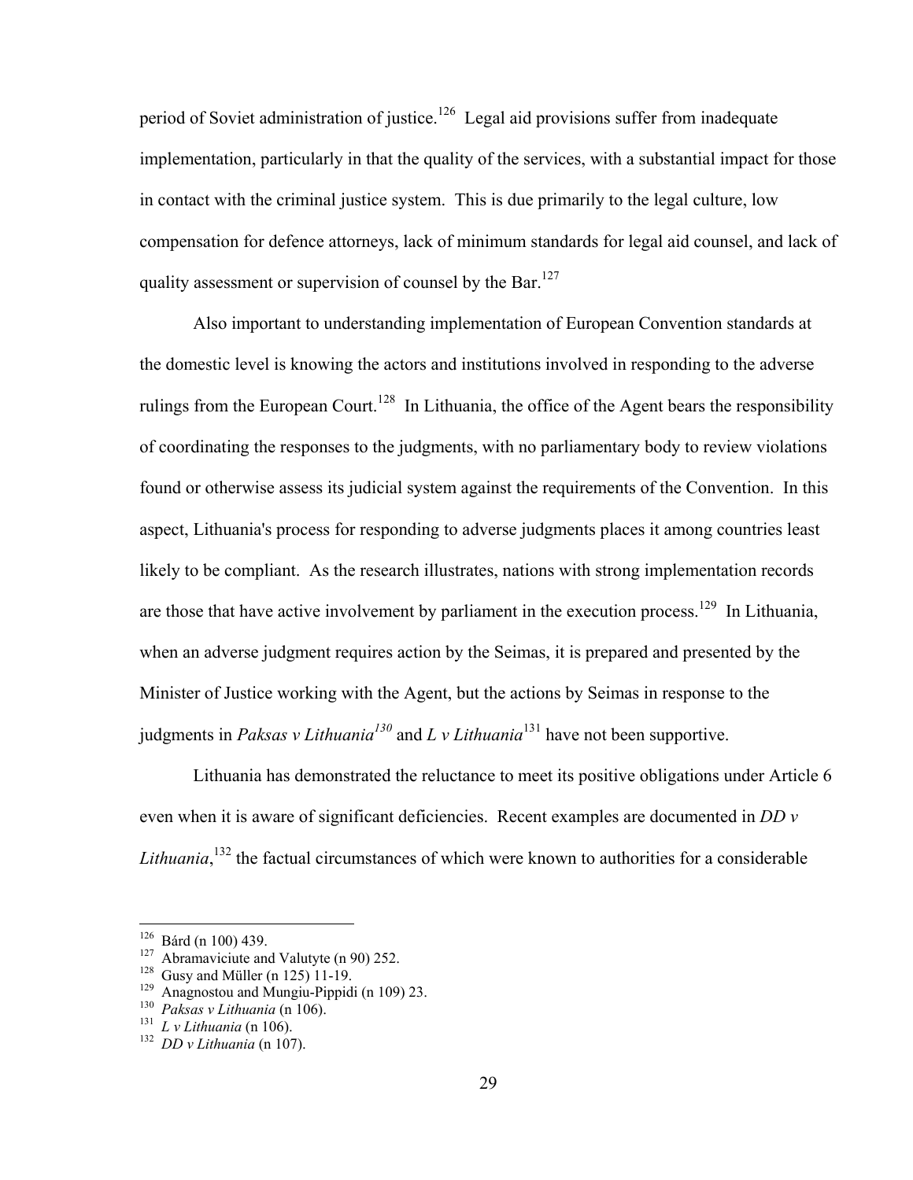period of Soviet administration of justice.[126] Legal aid provisions suffer from inadequate implementation, particularly in that the quality of the services, with a substantial impact for those in contact with the criminal justice system. This is due primarily to the legal culture, low compensation for defence attorneys, lack of minimum standards for legal aid counsel, and lack of quality assessment or supervision of counsel by the Bar.[127]

Also important to understanding implementation of European Convention standards at the domestic level is knowing the actors and institutions involved in responding to the adverse rulings from the European Court.[128] In Lithuania, the office of the Agent bears the responsibility of coordinating the responses to the judgments, with no parliamentary body to review violations found or otherwise assess its judicial system against the requirements of the Convention. In this aspect, Lithuania's process for responding to adverse judgments places it among countries least likely to be compliant. As the research illustrates, nations with strong implementation records are those that have active involvement by parliament in the execution process.[129] In Lithuania, when an adverse judgment requires action by the Seimas, it is prepared and presented by the Minister of Justice working with the Agent, but the actions by Seimas in response to the judgments in *Paksas v Lithuania*[130] and *L v Lithuania*[131] have not been supportive.

Lithuania has demonstrated the reluctance to meet its positive obligations under Article 6 even when it is aware of significant deficiencies. Recent examples are documented in *DD v Lithuania*,[132] the factual circumstances of which were known to authorities for a considerable

---

[126] Bárd (n 100) 439.

[127] Abramaviciute and Valutyte (n 90) 252.

[128] Gusy and Müller (n 125) 11-19.

[129] Anagnostou and Mungiu-Pippidi (n 109) 23.

[130] *Paksas v Lithuania* (n 106).

[131] *L v Lithuania* (n 106).

[132] *DD v Lithuania* (n 107).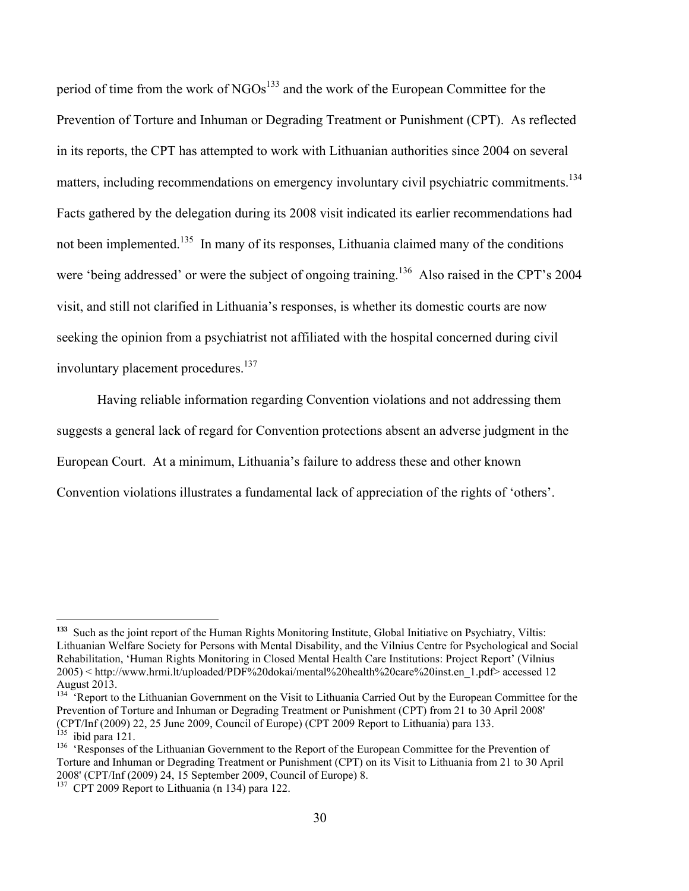period of time from the work of NGOs[133] and the work of the European Committee for the Prevention of Torture and Inhuman or Degrading Treatment or Punishment (CPT). As reflected in its reports, the CPT has attempted to work with Lithuanian authorities since 2004 on several matters, including recommendations on emergency involuntary civil psychiatric commitments.[134] Facts gathered by the delegation during its 2008 visit indicated its earlier recommendations had not been implemented.[135] In many of its responses, Lithuania claimed many of the conditions were 'being addressed' or were the subject of ongoing training.[136] Also raised in the CPT's 2004 visit, and still not clarified in Lithuania's responses, is whether its domestic courts are now seeking the opinion from a psychiatrist not affiliated with the hospital concerned during civil involuntary placement procedures.[137]

Having reliable information regarding Convention violations and not addressing them suggests a general lack of regard for Convention protections absent an adverse judgment in the European Court. At a minimum, Lithuania's failure to address these and other known Convention violations illustrates a fundamental lack of appreciation of the rights of 'others'.

---

[133] Such as the joint report of the Human Rights Monitoring Institute, Global Initiative on Psychiatry, Viltis: Lithuanian Welfare Society for Persons with Mental Disability, and the Vilnius Centre for Psychological and Social Rehabilitation, 'Human Rights Monitoring in Closed Mental Health Care Institutions: Project Report' (Vilnius 2005) < http://www.hrmi.lt/uploaded/PDF%20dokai/mental%20health%20care%20inst.en_1.pdf> accessed 12 August 2013.

[134] 'Report to the Lithuanian Government on the Visit to Lithuania Carried Out by the European Committee for the Prevention of Torture and Inhuman or Degrading Treatment or Punishment (CPT) from 21 to 30 April 2008' (CPT/Inf (2009) 22, 25 June 2009, Council of Europe) (CPT 2009 Report to Lithuania) para 133.

[135] ibid para 121.

[136] 'Responses of the Lithuanian Government to the Report of the European Committee for the Prevention of Torture and Inhuman or Degrading Treatment or Punishment (CPT) on its Visit to Lithuania from 21 to 30 April 2008' (CPT/Inf (2009) 24, 15 September 2009, Council of Europe) 8.

[137] CPT 2009 Report to Lithuania (n 134) para 122.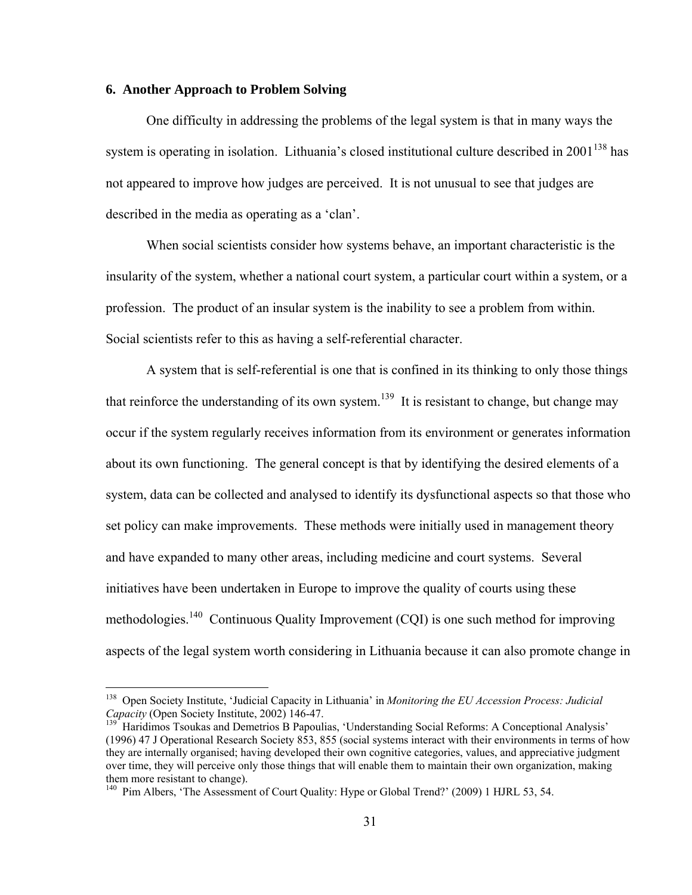### 6. Another Approach to Problem Solving

One difficulty in addressing the problems of the legal system is that in many ways the system is operating in isolation. Lithuania's closed institutional culture described in 2001[138] has not appeared to improve how judges are perceived. It is not unusual to see that judges are described in the media as operating as a 'clan'.

When social scientists consider how systems behave, an important characteristic is the insularity of the system, whether a national court system, a particular court within a system, or a profession. The product of an insular system is the inability to see a problem from within. Social scientists refer to this as having a self-referential character.

A system that is self-referential is one that is confined in its thinking to only those things that reinforce the understanding of its own system.[139] It is resistant to change, but change may occur if the system regularly receives information from its environment or generates information about its own functioning. The general concept is that by identifying the desired elements of a system, data can be collected and analysed to identify its dysfunctional aspects so that those who set policy can make improvements. These methods were initially used in management theory and have expanded to many other areas, including medicine and court systems. Several initiatives have been undertaken in Europe to improve the quality of courts using these methodologies.[140] Continuous Quality Improvement (CQI) is one such method for improving aspects of the legal system worth considering in Lithuania because it can also promote change in

---

[138] Open Society Institute, 'Judicial Capacity in Lithuania' in *Monitoring the EU Accession Process: Judicial Capacity* (Open Society Institute, 2002) 146-47.

[139] Haridimos Tsoukas and Demetrios B Papoulias, 'Understanding Social Reforms: A Conceptional Analysis' (1996) 47 J Operational Research Society 853, 855 (social systems interact with their environments in terms of how they are internally organised; having developed their own cognitive categories, values, and appreciative judgment over time, they will perceive only those things that will enable them to maintain their own organization, making them more resistant to change).

[140] Pim Albers, 'The Assessment of Court Quality: Hype or Global Trend?' (2009) 1 HJRL 53, 54.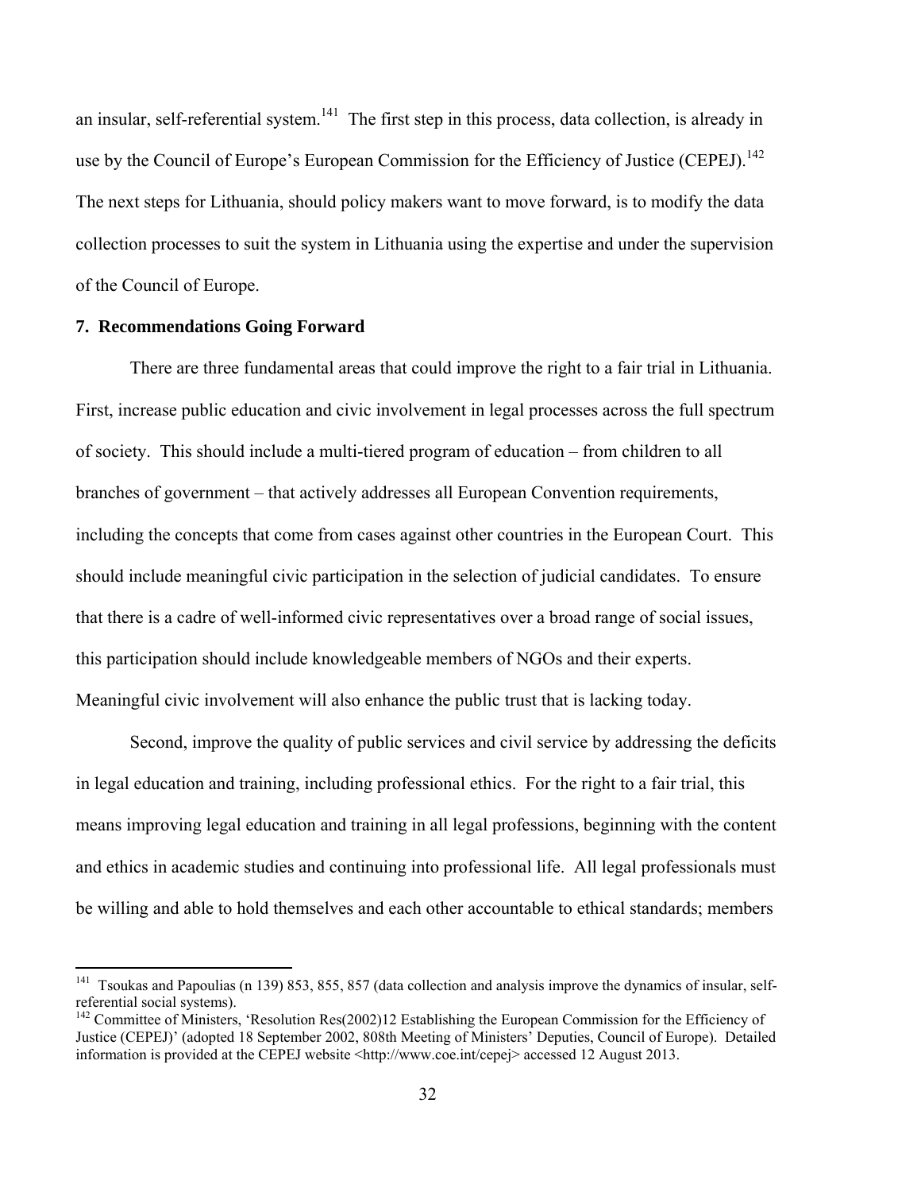an insular, self-referential system.[141] The first step in this process, data collection, is already in use by the Council of Europe's European Commission for the Efficiency of Justice (CEPEJ).[142] The next steps for Lithuania, should policy makers want to move forward, is to modify the data collection processes to suit the system in Lithuania using the expertise and under the supervision of the Council of Europe.

## 7. Recommendations Going Forward

There are three fundamental areas that could improve the right to a fair trial in Lithuania. First, increase public education and civic involvement in legal processes across the full spectrum of society. This should include a multi-tiered program of education – from children to all branches of government – that actively addresses all European Convention requirements, including the concepts that come from cases against other countries in the European Court. This should include meaningful civic participation in the selection of judicial candidates. To ensure that there is a cadre of well-informed civic representatives over a broad range of social issues, this participation should include knowledgeable members of NGOs and their experts. Meaningful civic involvement will also enhance the public trust that is lacking today.

Second, improve the quality of public services and civil service by addressing the deficits in legal education and training, including professional ethics. For the right to a fair trial, this means improving legal education and training in all legal professions, beginning with the content and ethics in academic studies and continuing into professional life. All legal professionals must be willing and able to hold themselves and each other accountable to ethical standards; members

---

[141] Tsoukas and Papoulias (n 139) 853, 855, 857 (data collection and analysis improve the dynamics of insular, self-referential social systems).

[142] Committee of Ministers, 'Resolution Res(2002)12 Establishing the European Commission for the Efficiency of Justice (CEPEJ)' (adopted 18 September 2002, 808th Meeting of Ministers' Deputies, Council of Europe). Detailed information is provided at the CEPEJ website <http://www.coe.int/cepej> accessed 12 August 2013.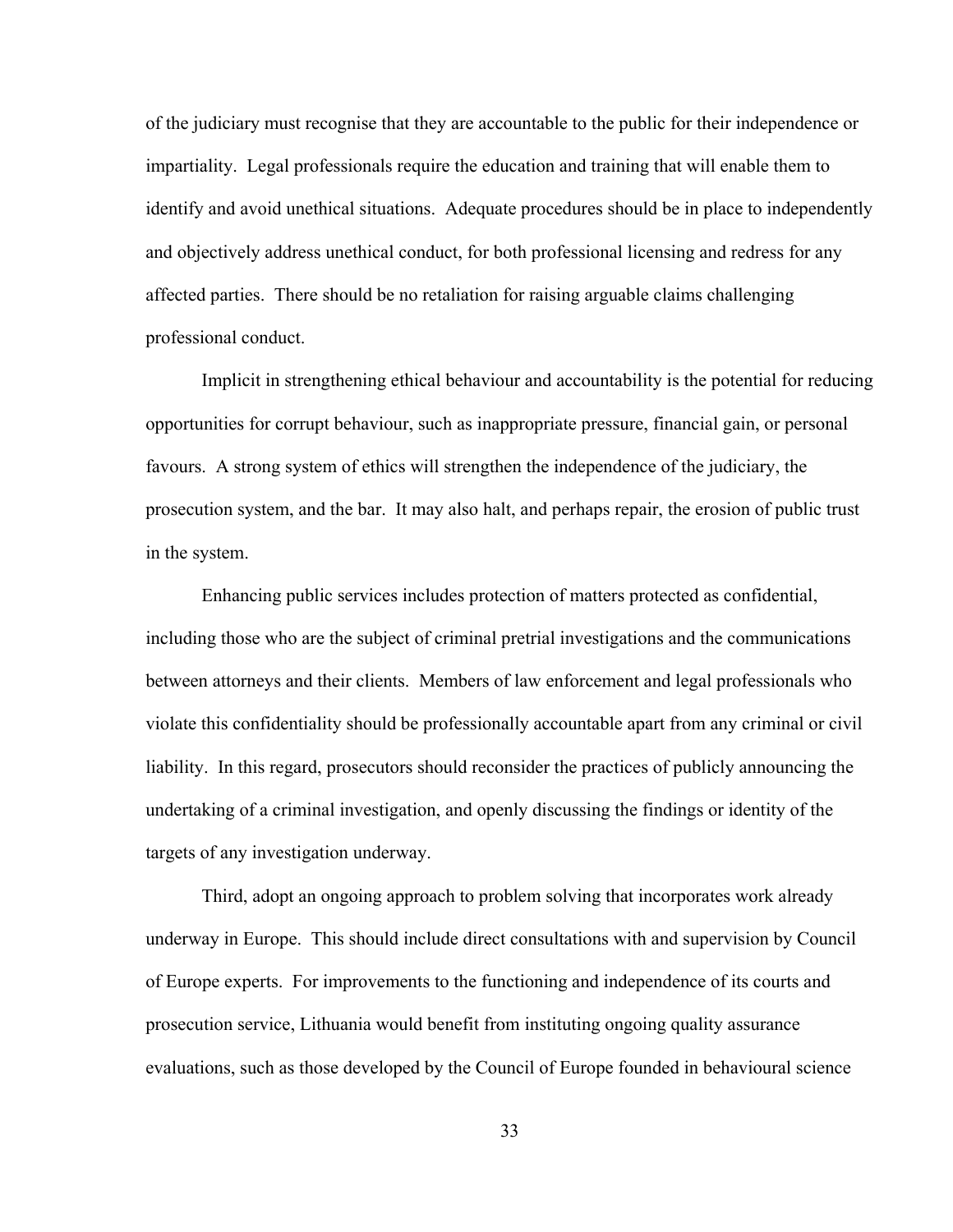of the judiciary must recognise that they are accountable to the public for their independence or impartiality. Legal professionals require the education and training that will enable them to identify and avoid unethical situations. Adequate procedures should be in place to independently and objectively address unethical conduct, for both professional licensing and redress for any affected parties. There should be no retaliation for raising arguable claims challenging professional conduct.

Implicit in strengthening ethical behaviour and accountability is the potential for reducing opportunities for corrupt behaviour, such as inappropriate pressure, financial gain, or personal favours. A strong system of ethics will strengthen the independence of the judiciary, the prosecution system, and the bar. It may also halt, and perhaps repair, the erosion of public trust in the system.

Enhancing public services includes protection of matters protected as confidential, including those who are the subject of criminal pretrial investigations and the communications between attorneys and their clients. Members of law enforcement and legal professionals who violate this confidentiality should be professionally accountable apart from any criminal or civil liability. In this regard, prosecutors should reconsider the practices of publicly announcing the undertaking of a criminal investigation, and openly discussing the findings or identity of the targets of any investigation underway.

Third, adopt an ongoing approach to problem solving that incorporates work already underway in Europe. This should include direct consultations with and supervision by Council of Europe experts. For improvements to the functioning and independence of its courts and prosecution service, Lithuania would benefit from instituting ongoing quality assurance evaluations, such as those developed by the Council of Europe founded in behavioural science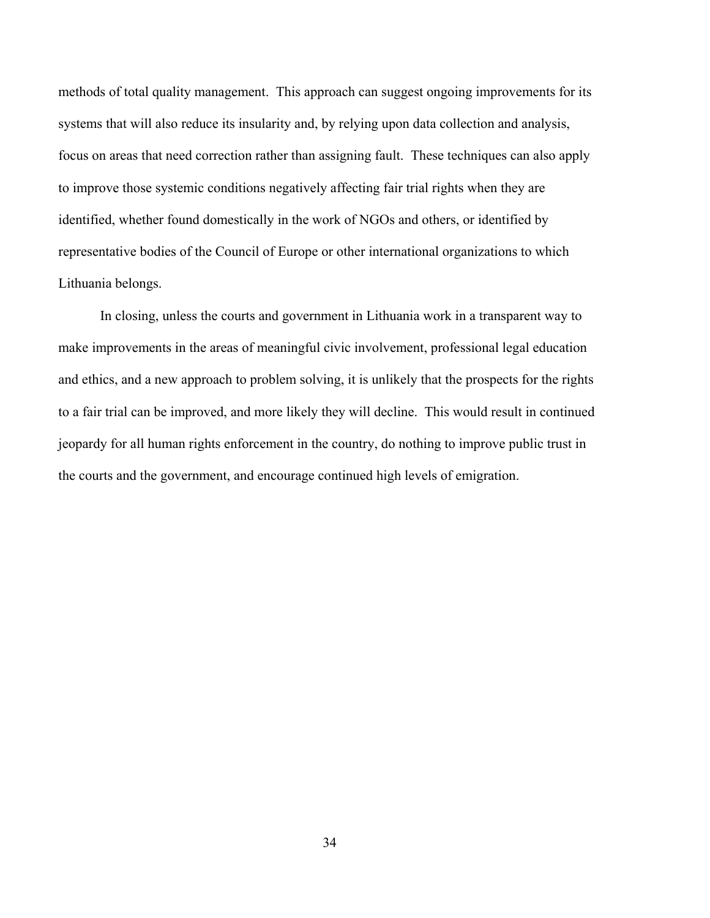methods of total quality management. This approach can suggest ongoing improvements for its systems that will also reduce its insularity and, by relying upon data collection and analysis, focus on areas that need correction rather than assigning fault. These techniques can also apply to improve those systemic conditions negatively affecting fair trial rights when they are identified, whether found domestically in the work of NGOs and others, or identified by representative bodies of the Council of Europe or other international organizations to which Lithuania belongs.

In closing, unless the courts and government in Lithuania work in a transparent way to make improvements in the areas of meaningful civic involvement, professional legal education and ethics, and a new approach to problem solving, it is unlikely that the prospects for the rights to a fair trial can be improved, and more likely they will decline. This would result in continued jeopardy for all human rights enforcement in the country, do nothing to improve public trust in the courts and the government, and encourage continued high levels of emigration.